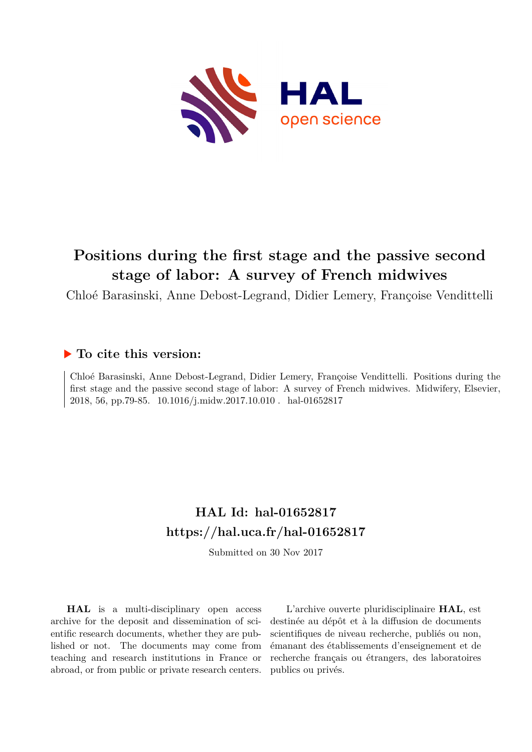# Positions during the first stage and the passive second stage of labor: A survey of French midwives

Chloé Barasinski, Anne Debost-Legrand, Didier Lemery, Françoise Vendittelli

## ▶ To cite this version:

Chloé Barasinski, Anne Debost-Legrand, Didier Lemery, Françoise Vendittelli. Positions during the first stage and the passive second stage of labor: A survey of French midwives. Midwifery, Elsevier, 2018, 56, pp.79-85. 10.1016/j.midw.2017.10.010 . hal-01652817

## HAL Id: hal-01652817
## https://hal.uca.fr/hal-01652817

Submitted on 30 Nov 2017

**HAL** is a multi-disciplinary open access archive for the deposit and dissemination of scientific research documents, whether they are published or not. The documents may come from teaching and research institutions in France or abroad, or from public or private research centers.

L'archive ouverte pluridisciplinaire **HAL**, est destinée au dépôt et à la diffusion de documents scientifiques de niveau recherche, publiés ou non, émanant des établissements d'enseignement et de recherche français ou étrangers, des laboratoires publics ou privés.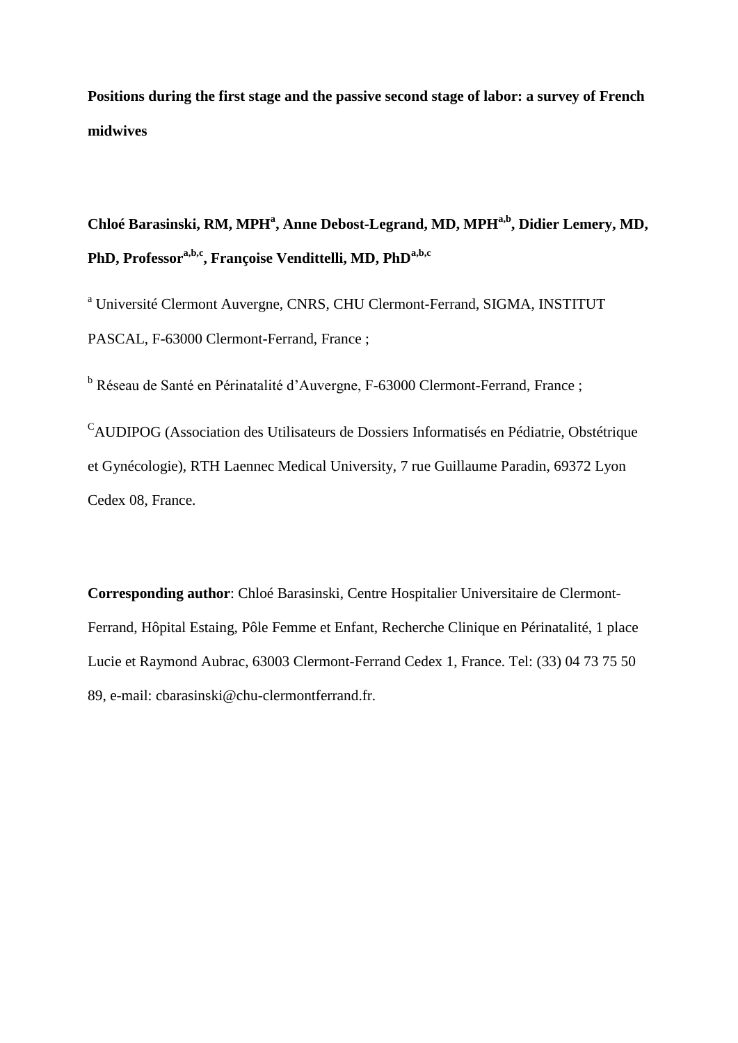**Positions during the first stage and the passive second stage of labor: a survey of French midwives**

**Chloé Barasinski, RM, MPH[a], Anne Debost-Legrand, MD, MPH[a,b], Didier Lemery, MD, PhD, Professor[a,b,c], Françoise Vendittelli, MD, PhD[a,b,c]**

[a] Université Clermont Auvergne, CNRS, CHU Clermont-Ferrand, SIGMA, INSTITUT PASCAL, F-63000 Clermont-Ferrand, France ;

[b] Réseau de Santé en Périnatalité d'Auvergne, F-63000 Clermont-Ferrand, France ;

[C] AUDIPOG (Association des Utilisateurs de Dossiers Informatisés en Pédiatrie, Obstétrique et Gynécologie), RTH Laennec Medical University, 7 rue Guillaume Paradin, 69372 Lyon Cedex 08, France.

**Corresponding author**: Chloé Barasinski, Centre Hospitalier Universitaire de Clermont-Ferrand, Hôpital Estaing, Pôle Femme et Enfant, Recherche Clinique en Périnatalité, 1 place Lucie et Raymond Aubrac, 63003 Clermont-Ferrand Cedex 1, France. Tel: (33) 04 73 75 50 89, e-mail: cbarasinski@chu-clermontferrand.fr.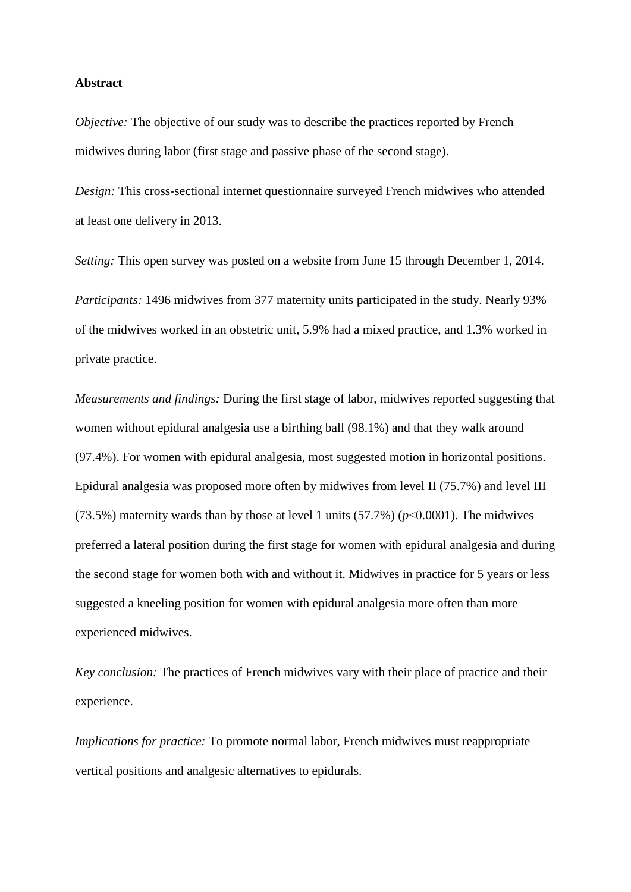**Abstract**

*Objective:* The objective of our study was to describe the practices reported by French midwives during labor (first stage and passive phase of the second stage).

*Design:* This cross-sectional internet questionnaire surveyed French midwives who attended at least one delivery in 2013.

*Setting:* This open survey was posted on a website from June 15 through December 1, 2014.

*Participants:* 1496 midwives from 377 maternity units participated in the study. Nearly 93% of the midwives worked in an obstetric unit, 5.9% had a mixed practice, and 1.3% worked in private practice.

*Measurements and findings:* During the first stage of labor, midwives reported suggesting that women without epidural analgesia use a birthing ball (98.1%) and that they walk around (97.4%). For women with epidural analgesia, most suggested motion in horizontal positions. Epidural analgesia was proposed more often by midwives from level II (75.7%) and level III (73.5%) maternity wards than by those at level 1 units (57.7%) ($p$<0.0001). The midwives preferred a lateral position during the first stage for women with epidural analgesia and during the second stage for women both with and without it. Midwives in practice for 5 years or less suggested a kneeling position for women with epidural analgesia more often than more experienced midwives.

*Key conclusion:* The practices of French midwives vary with their place of practice and their experience.

*Implications for practice:* To promote normal labor, French midwives must reappropriate vertical positions and analgesic alternatives to epidurals.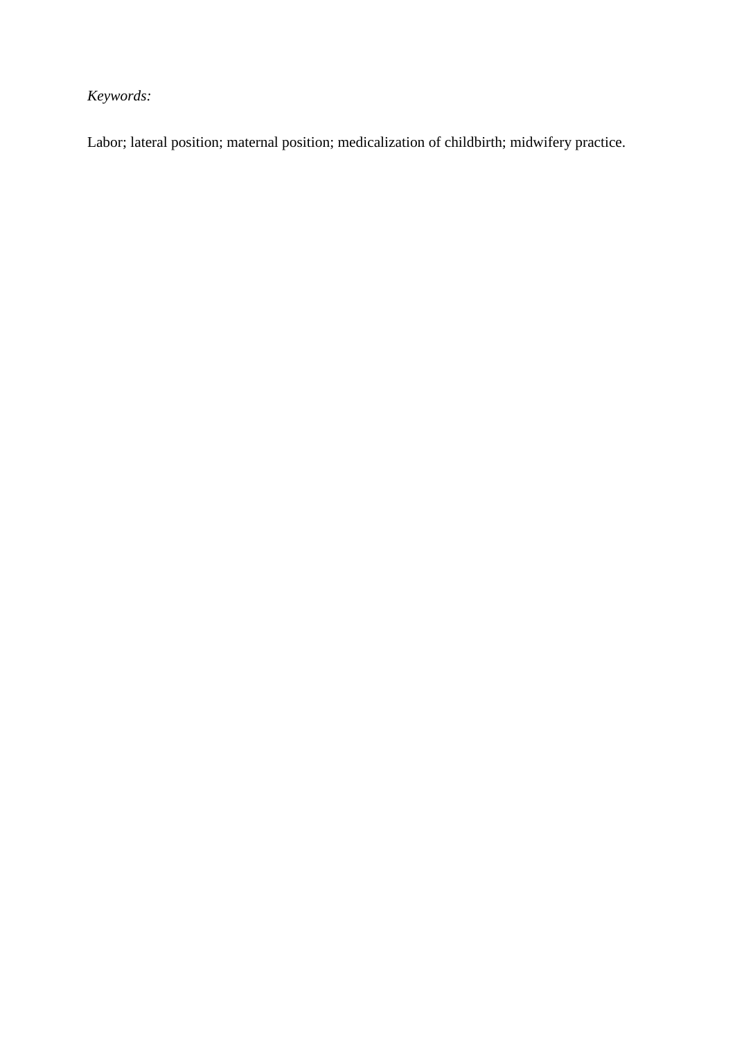*Keywords:*

Labor; lateral position; maternal position; medicalization of childbirth; midwifery practice.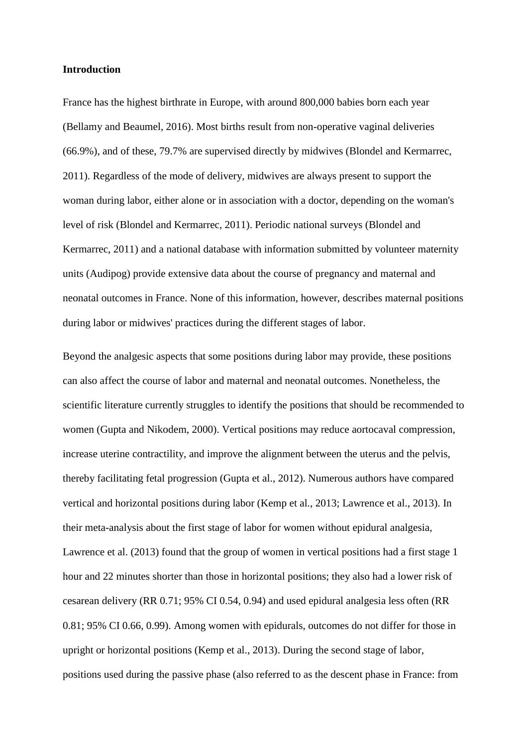**Introduction**

France has the highest birthrate in Europe, with around 800,000 babies born each year (Bellamy and Beaumel, 2016). Most births result from non-operative vaginal deliveries (66.9%), and of these, 79.7% are supervised directly by midwives (Blondel and Kermarrec, 2011). Regardless of the mode of delivery, midwives are always present to support the woman during labor, either alone or in association with a doctor, depending on the woman's level of risk (Blondel and Kermarrec, 2011). Periodic national surveys (Blondel and Kermarrec, 2011) and a national database with information submitted by volunteer maternity units (Audipog) provide extensive data about the course of pregnancy and maternal and neonatal outcomes in France. None of this information, however, describes maternal positions during labor or midwives' practices during the different stages of labor.

Beyond the analgesic aspects that some positions during labor may provide, these positions can also affect the course of labor and maternal and neonatal outcomes. Nonetheless, the scientific literature currently struggles to identify the positions that should be recommended to women (Gupta and Nikodem, 2000). Vertical positions may reduce aortocaval compression, increase uterine contractility, and improve the alignment between the uterus and the pelvis, thereby facilitating fetal progression (Gupta et al., 2012). Numerous authors have compared vertical and horizontal positions during labor (Kemp et al., 2013; Lawrence et al., 2013). In their meta-analysis about the first stage of labor for women without epidural analgesia, Lawrence et al. (2013) found that the group of women in vertical positions had a first stage 1 hour and 22 minutes shorter than those in horizontal positions; they also had a lower risk of cesarean delivery (RR 0.71; 95% CI 0.54, 0.94) and used epidural analgesia less often (RR 0.81; 95% CI 0.66, 0.99). Among women with epidurals, outcomes do not differ for those in upright or horizontal positions (Kemp et al., 2013). During the second stage of labor, positions used during the passive phase (also referred to as the descent phase in France: from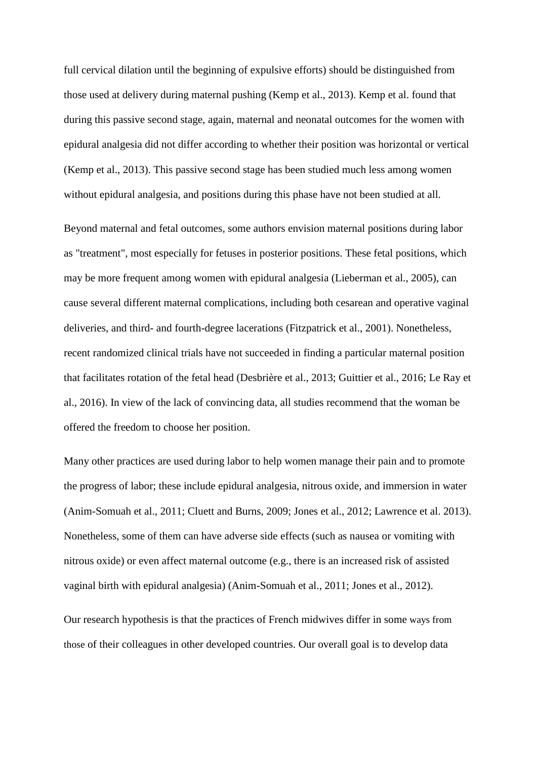full cervical dilation until the beginning of expulsive efforts) should be distinguished from those used at delivery during maternal pushing (Kemp et al., 2013). Kemp et al. found that during this passive second stage, again, maternal and neonatal outcomes for the women with epidural analgesia did not differ according to whether their position was horizontal or vertical (Kemp et al., 2013). This passive second stage has been studied much less among women without epidural analgesia, and positions during this phase have not been studied at all.

Beyond maternal and fetal outcomes, some authors envision maternal positions during labor as "treatment", most especially for fetuses in posterior positions. These fetal positions, which may be more frequent among women with epidural analgesia (Lieberman et al., 2005), can cause several different maternal complications, including both cesarean and operative vaginal deliveries, and third- and fourth-degree lacerations (Fitzpatrick et al., 2001). Nonetheless, recent randomized clinical trials have not succeeded in finding a particular maternal position that facilitates rotation of the fetal head (Desbrière et al., 2013; Guittier et al., 2016; Le Ray et al., 2016). In view of the lack of convincing data, all studies recommend that the woman be offered the freedom to choose her position.

Many other practices are used during labor to help women manage their pain and to promote the progress of labor; these include epidural analgesia, nitrous oxide, and immersion in water (Anim-Somuah et al., 2011; Cluett and Burns, 2009; Jones et al., 2012; Lawrence et al. 2013). Nonetheless, some of them can have adverse side effects (such as nausea or vomiting with nitrous oxide) or even affect maternal outcome (e.g., there is an increased risk of assisted vaginal birth with epidural analgesia) (Anim-Somuah et al., 2011; Jones et al., 2012).

Our research hypothesis is that the practices of French midwives differ in some ways from those of their colleagues in other developed countries. Our overall goal is to develop data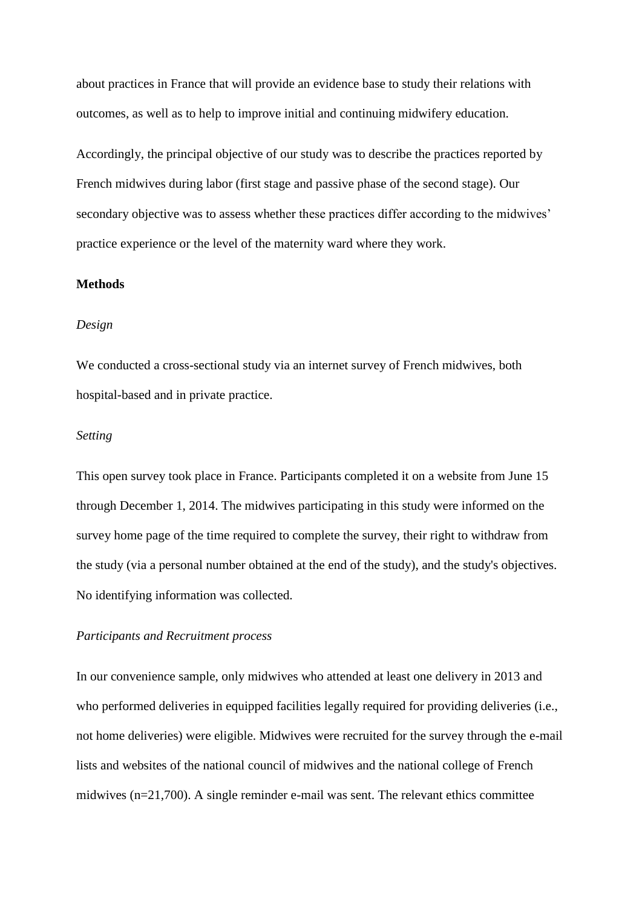about practices in France that will provide an evidence base to study their relations with outcomes, as well as to help to improve initial and continuing midwifery education.

Accordingly, the principal objective of our study was to describe the practices reported by French midwives during labor (first stage and passive phase of the second stage). Our secondary objective was to assess whether these practices differ according to the midwives' practice experience or the level of the maternity ward where they work.

## Methods

### *Design*

We conducted a cross-sectional study via an internet survey of French midwives, both hospital-based and in private practice.

### *Setting*

This open survey took place in France. Participants completed it on a website from June 15 through December 1, 2014. The midwives participating in this study were informed on the survey home page of the time required to complete the survey, their right to withdraw from the study (via a personal number obtained at the end of the study), and the study's objectives. No identifying information was collected.

### *Participants and Recruitment process*

In our convenience sample, only midwives who attended at least one delivery in 2013 and who performed deliveries in equipped facilities legally required for providing deliveries (i.e., not home deliveries) were eligible. Midwives were recruited for the survey through the e-mail lists and websites of the national council of midwives and the national college of French midwives (n=21,700). A single reminder e-mail was sent. The relevant ethics committee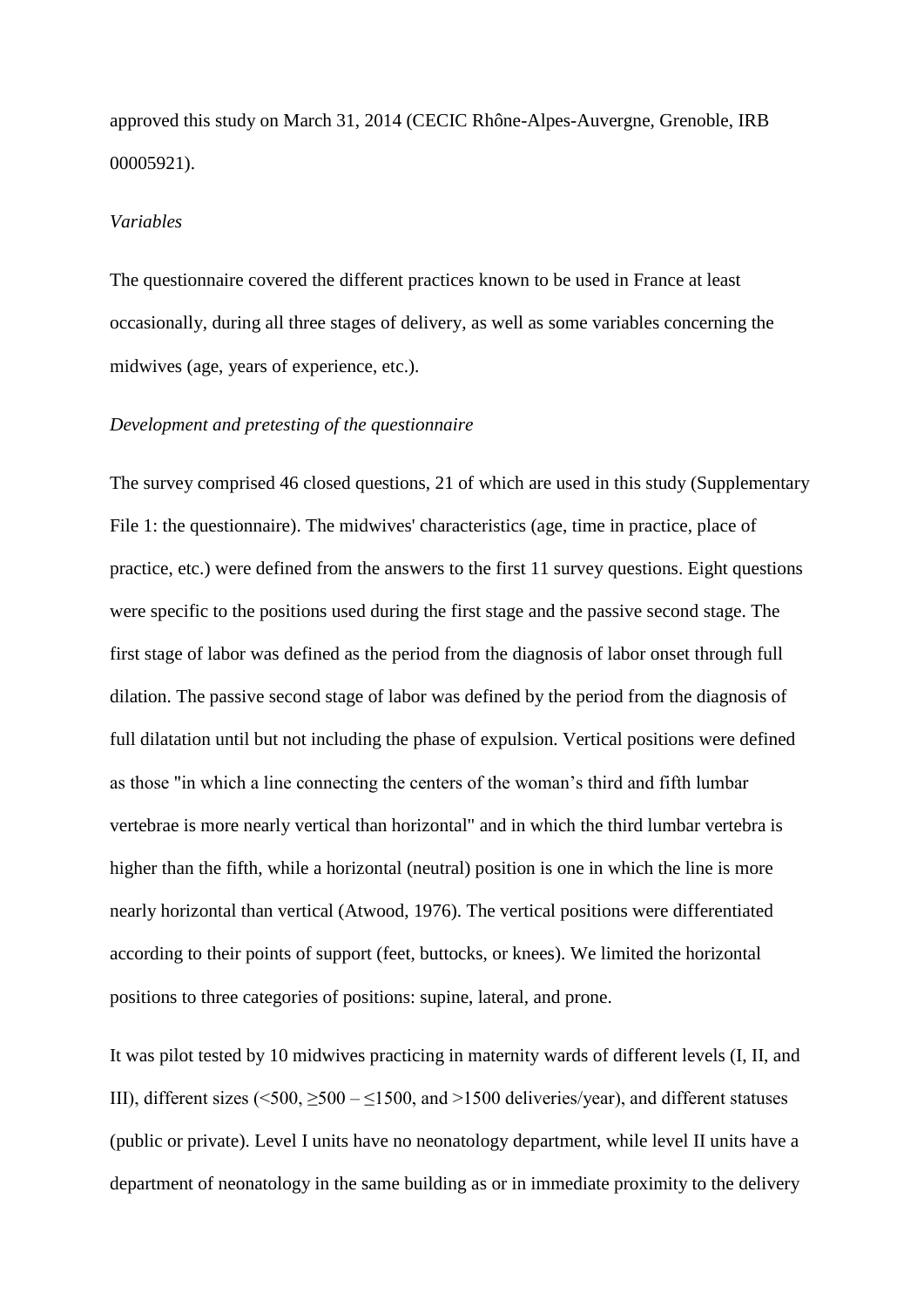approved this study on March 31, 2014 (CECIC Rhône-Alpes-Auvergne, Grenoble, IRB 00005921).

*Variables*

The questionnaire covered the different practices known to be used in France at least occasionally, during all three stages of delivery, as well as some variables concerning the midwives (age, years of experience, etc.).

*Development and pretesting of the questionnaire*

The survey comprised 46 closed questions, 21 of which are used in this study (Supplementary File 1: the questionnaire). The midwives' characteristics (age, time in practice, place of practice, etc.) were defined from the answers to the first 11 survey questions. Eight questions were specific to the positions used during the first stage and the passive second stage. The first stage of labor was defined as the period from the diagnosis of labor onset through full dilation. The passive second stage of labor was defined by the period from the diagnosis of full dilatation until but not including the phase of expulsion. Vertical positions were defined as those "in which a line connecting the centers of the woman's third and fifth lumbar vertebrae is more nearly vertical than horizontal" and in which the third lumbar vertebra is higher than the fifth, while a horizontal (neutral) position is one in which the line is more nearly horizontal than vertical (Atwood, 1976). The vertical positions were differentiated according to their points of support (feet, buttocks, or knees). We limited the horizontal positions to three categories of positions: supine, lateral, and prone.

It was pilot tested by 10 midwives practicing in maternity wards of different levels (I, II, and III), different sizes (<500, ≥500 – ≤1500, and >1500 deliveries/year), and different statuses (public or private). Level I units have no neonatology department, while level II units have a department of neonatology in the same building as or in immediate proximity to the delivery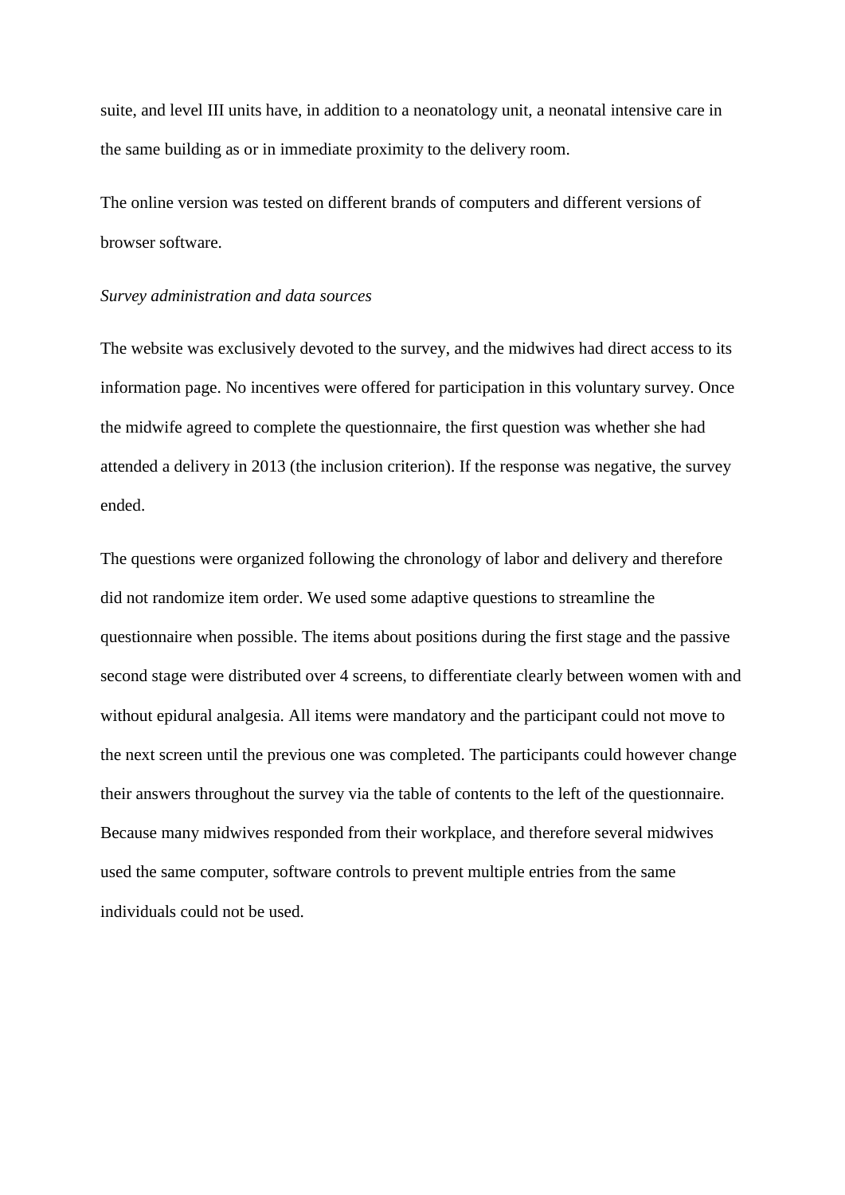suite, and level III units have, in addition to a neonatology unit, a neonatal intensive care in the same building as or in immediate proximity to the delivery room.

The online version was tested on different brands of computers and different versions of browser software.

*Survey administration and data sources*

The website was exclusively devoted to the survey, and the midwives had direct access to its information page. No incentives were offered for participation in this voluntary survey. Once the midwife agreed to complete the questionnaire, the first question was whether she had attended a delivery in 2013 (the inclusion criterion). If the response was negative, the survey ended.

The questions were organized following the chronology of labor and delivery and therefore did not randomize item order. We used some adaptive questions to streamline the questionnaire when possible. The items about positions during the first stage and the passive second stage were distributed over 4 screens, to differentiate clearly between women with and without epidural analgesia. All items were mandatory and the participant could not move to the next screen until the previous one was completed. The participants could however change their answers throughout the survey via the table of contents to the left of the questionnaire. Because many midwives responded from their workplace, and therefore several midwives used the same computer, software controls to prevent multiple entries from the same individuals could not be used.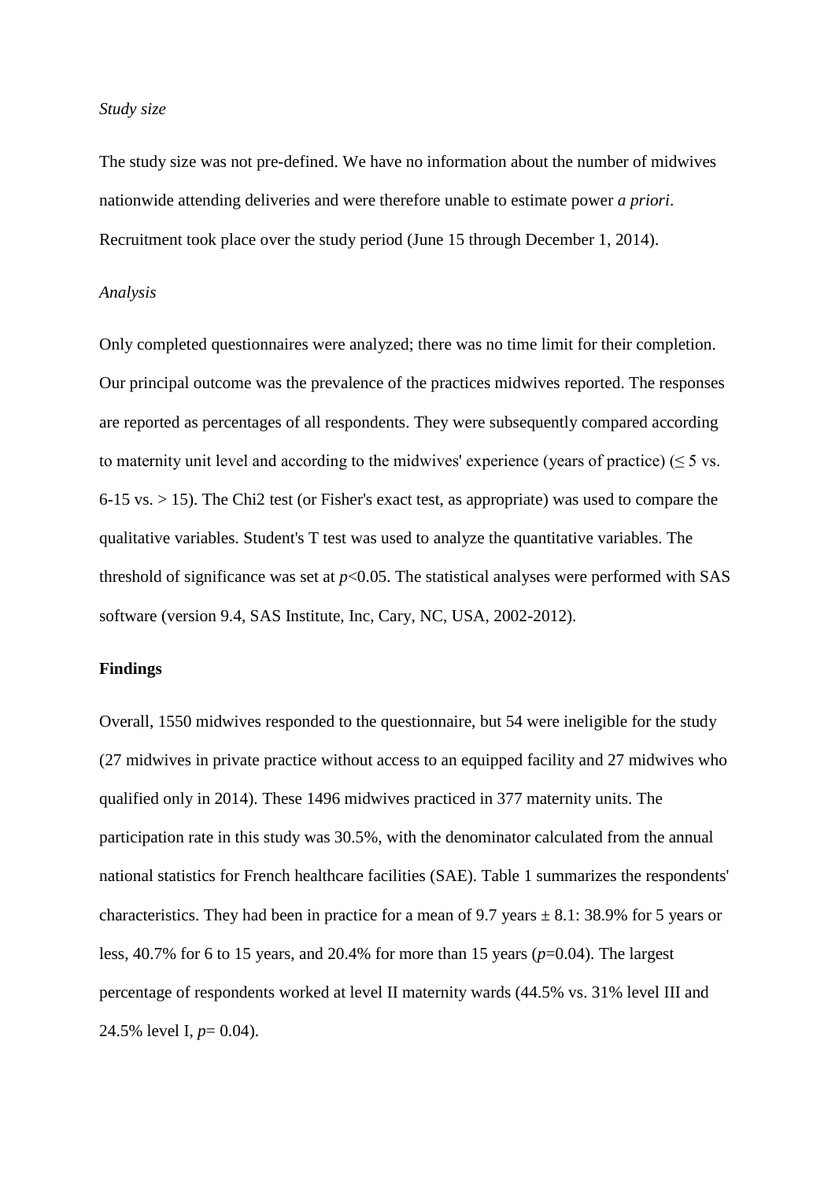*Study size*

The study size was not pre-defined. We have no information about the number of midwives nationwide attending deliveries and were therefore unable to estimate power *a priori*. Recruitment took place over the study period (June 15 through December 1, 2014).

*Analysis*

Only completed questionnaires were analyzed; there was no time limit for their completion. Our principal outcome was the prevalence of the practices midwives reported. The responses are reported as percentages of all respondents. They were subsequently compared according to maternity unit level and according to the midwives' experience (years of practice) ($\leq 5$ vs. 6-15 vs. $> 15$). The Chi2 test (or Fisher's exact test, as appropriate) was used to compare the qualitative variables. Student's T test was used to analyze the quantitative variables. The threshold of significance was set at $p<0.05$. The statistical analyses were performed with SAS software (version 9.4, SAS Institute, Inc, Cary, NC, USA, 2002-2012).

**Findings**

Overall, 1550 midwives responded to the questionnaire, but 54 were ineligible for the study (27 midwives in private practice without access to an equipped facility and 27 midwives who qualified only in 2014). These 1496 midwives practiced in 377 maternity units. The participation rate in this study was 30.5%, with the denominator calculated from the annual national statistics for French healthcare facilities (SAE). Table 1 summarizes the respondents' characteristics. They had been in practice for a mean of 9.7 years $\pm$ 8.1: 38.9% for 5 years or less, 40.7% for 6 to 15 years, and 20.4% for more than 15 years ($p$=0.04). The largest percentage of respondents worked at level II maternity wards (44.5% vs. 31% level III and 24.5% level I, $p$= 0.04).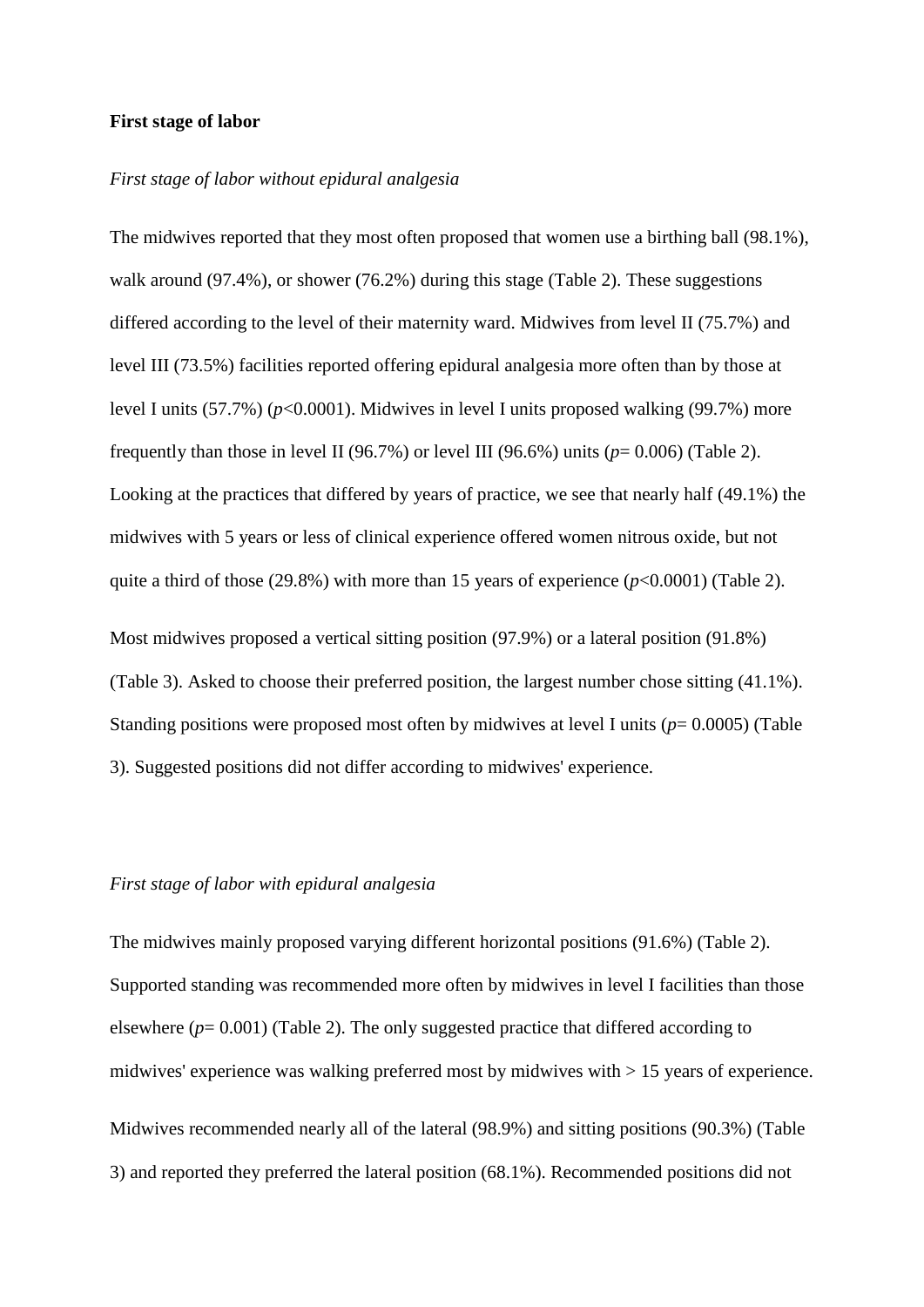**First stage of labor**

*First stage of labor without epidural analgesia*

The midwives reported that they most often proposed that women use a birthing ball (98.1%), walk around (97.4%), or shower (76.2%) during this stage (Table 2). These suggestions differed according to the level of their maternity ward. Midwives from level II (75.7%) and level III (73.5%) facilities reported offering epidural analgesia more often than by those at level I units (57.7%) ($p$<0.0001). Midwives in level I units proposed walking (99.7%) more frequently than those in level II (96.7%) or level III (96.6%) units ($p$= 0.006) (Table 2). Looking at the practices that differed by years of practice, we see that nearly half (49.1%) the midwives with 5 years or less of clinical experience offered women nitrous oxide, but not quite a third of those (29.8%) with more than 15 years of experience ($p$<0.0001) (Table 2).

Most midwives proposed a vertical sitting position (97.9%) or a lateral position (91.8%) (Table 3). Asked to choose their preferred position, the largest number chose sitting (41.1%). Standing positions were proposed most often by midwives at level I units ($p$= 0.0005) (Table 3). Suggested positions did not differ according to midwives' experience.

*First stage of labor with epidural analgesia*

The midwives mainly proposed varying different horizontal positions (91.6%) (Table 2). Supported standing was recommended more often by midwives in level I facilities than those elsewhere ($p$= 0.001) (Table 2). The only suggested practice that differed according to midwives' experience was walking preferred most by midwives with > 15 years of experience.

Midwives recommended nearly all of the lateral (98.9%) and sitting positions (90.3%) (Table 3) and reported they preferred the lateral position (68.1%). Recommended positions did not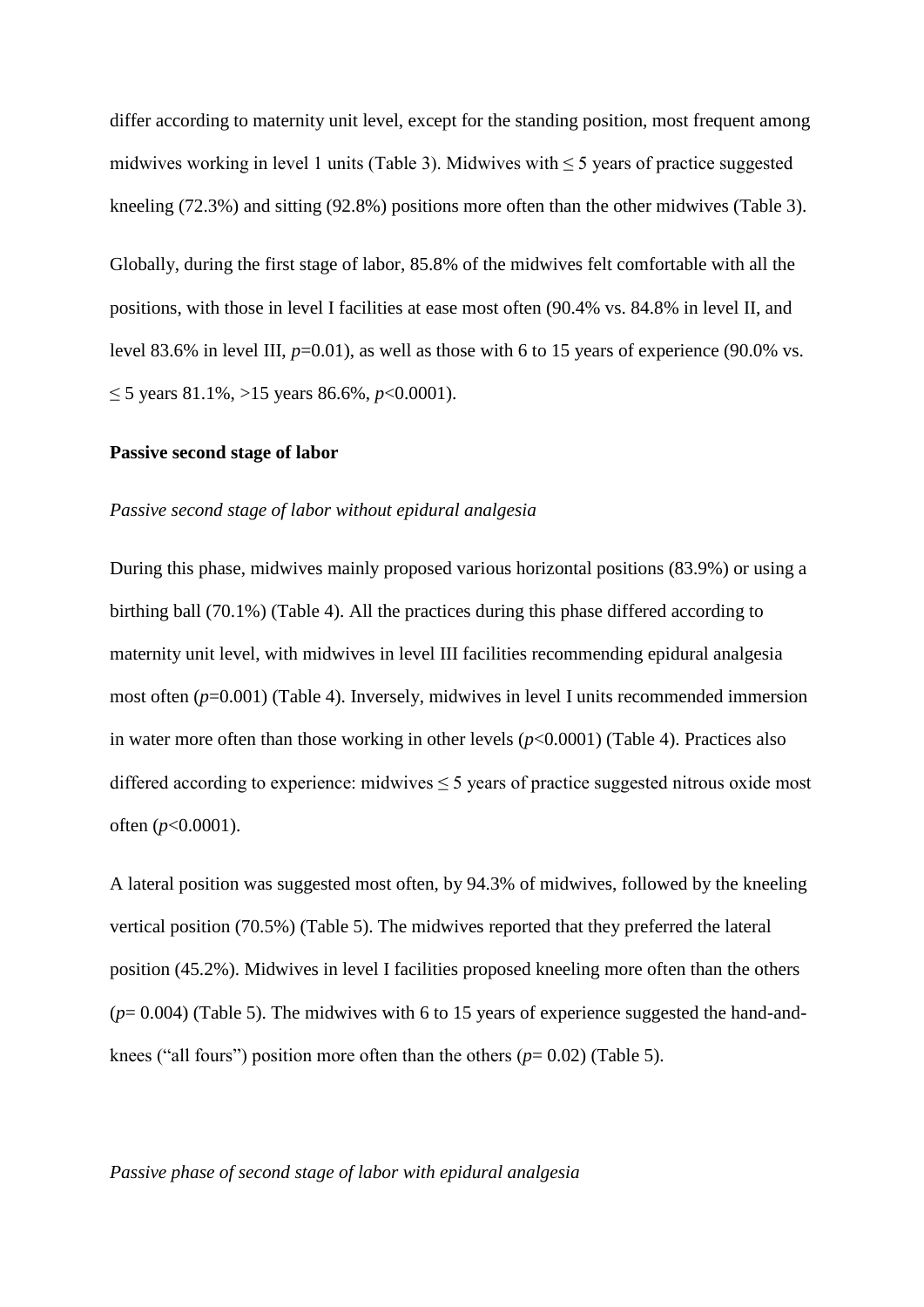differ according to maternity unit level, except for the standing position, most frequent among midwives working in level 1 units (Table 3). Midwives with ≤ 5 years of practice suggested kneeling (72.3%) and sitting (92.8%) positions more often than the other midwives (Table 3).

Globally, during the first stage of labor, 85.8% of the midwives felt comfortable with all the positions, with those in level I facilities at ease most often (90.4% vs. 84.8% in level II, and level 83.6% in level III, $p$=0.01), as well as those with 6 to 15 years of experience (90.0% vs. ≤ 5 years 81.1%, >15 years 86.6%, $p$<0.0001).

**Passive second stage of labor**

*Passive second stage of labor without epidural analgesia*

During this phase, midwives mainly proposed various horizontal positions (83.9%) or using a birthing ball (70.1%) (Table 4). All the practices during this phase differed according to maternity unit level, with midwives in level III facilities recommending epidural analgesia most often ($p$=0.001) (Table 4). Inversely, midwives in level I units recommended immersion in water more often than those working in other levels ($p$<0.0001) (Table 4). Practices also differed according to experience: midwives ≤ 5 years of practice suggested nitrous oxide most often ($p$<0.0001).

A lateral position was suggested most often, by 94.3% of midwives, followed by the kneeling vertical position (70.5%) (Table 5). The midwives reported that they preferred the lateral position (45.2%). Midwives in level I facilities proposed kneeling more often than the others ($p$= 0.004) (Table 5). The midwives with 6 to 15 years of experience suggested the hand-and-knees ("all fours") position more often than the others ($p$= 0.02) (Table 5).

*Passive phase of second stage of labor with epidural analgesia*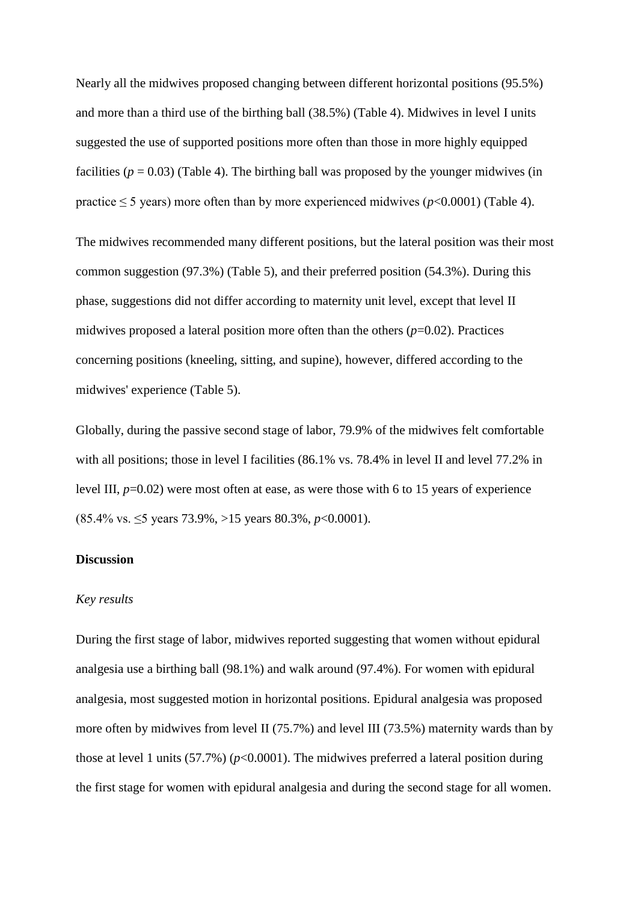Nearly all the midwives proposed changing between different horizontal positions (95.5%) and more than a third use of the birthing ball (38.5%) (Table 4). Midwives in level I units suggested the use of supported positions more often than those in more highly equipped facilities ($p = 0.03$) (Table 4). The birthing ball was proposed by the younger midwives (in practice ≤ 5 years) more often than by more experienced midwives ($p<0.0001$) (Table 4).

The midwives recommended many different positions, but the lateral position was their most common suggestion (97.3%) (Table 5), and their preferred position (54.3%). During this phase, suggestions did not differ according to maternity unit level, except that level II midwives proposed a lateral position more often than the others ($p=0.02$). Practices concerning positions (kneeling, sitting, and supine), however, differed according to the midwives' experience (Table 5).

Globally, during the passive second stage of labor, 79.9% of the midwives felt comfortable with all positions; those in level I facilities (86.1% vs. 78.4% in level II and level 77.2% in level III, $p=0.02$) were most often at ease, as were those with 6 to 15 years of experience (85.4% vs. ≤5 years 73.9%, >15 years 80.3%, $p<0.0001$).

**Discussion**

*Key results*

During the first stage of labor, midwives reported suggesting that women without epidural analgesia use a birthing ball (98.1%) and walk around (97.4%). For women with epidural analgesia, most suggested motion in horizontal positions. Epidural analgesia was proposed more often by midwives from level II (75.7%) and level III (73.5%) maternity wards than by those at level 1 units (57.7%) ($p<0.0001$). The midwives preferred a lateral position during the first stage for women with epidural analgesia and during the second stage for all women.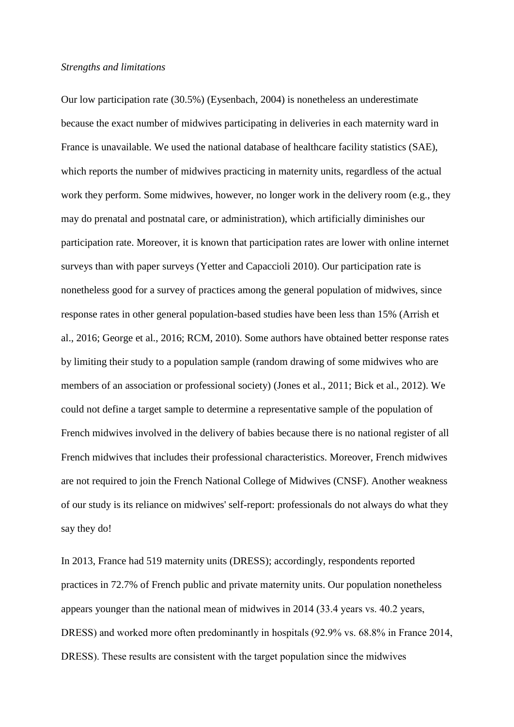*Strengths and limitations*

Our low participation rate (30.5%) (Eysenbach, 2004) is nonetheless an underestimate because the exact number of midwives participating in deliveries in each maternity ward in France is unavailable. We used the national database of healthcare facility statistics (SAE), which reports the number of midwives practicing in maternity units, regardless of the actual work they perform. Some midwives, however, no longer work in the delivery room (e.g., they may do prenatal and postnatal care, or administration), which artificially diminishes our participation rate. Moreover, it is known that participation rates are lower with online internet surveys than with paper surveys (Yetter and Capaccioli 2010). Our participation rate is nonetheless good for a survey of practices among the general population of midwives, since response rates in other general population-based studies have been less than 15% (Arrish et al., 2016; George et al., 2016; RCM, 2010). Some authors have obtained better response rates by limiting their study to a population sample (random drawing of some midwives who are members of an association or professional society) (Jones et al., 2011; Bick et al., 2012). We could not define a target sample to determine a representative sample of the population of French midwives involved in the delivery of babies because there is no national register of all French midwives that includes their professional characteristics. Moreover, French midwives are not required to join the French National College of Midwives (CNSF). Another weakness of our study is its reliance on midwives' self-report: professionals do not always do what they say they do!

In 2013, France had 519 maternity units (DRESS); accordingly, respondents reported practices in 72.7% of French public and private maternity units. Our population nonetheless appears younger than the national mean of midwives in 2014 (33.4 years vs. 40.2 years, DRESS) and worked more often predominantly in hospitals (92.9% vs. 68.8% in France 2014, DRESS). These results are consistent with the target population since the midwives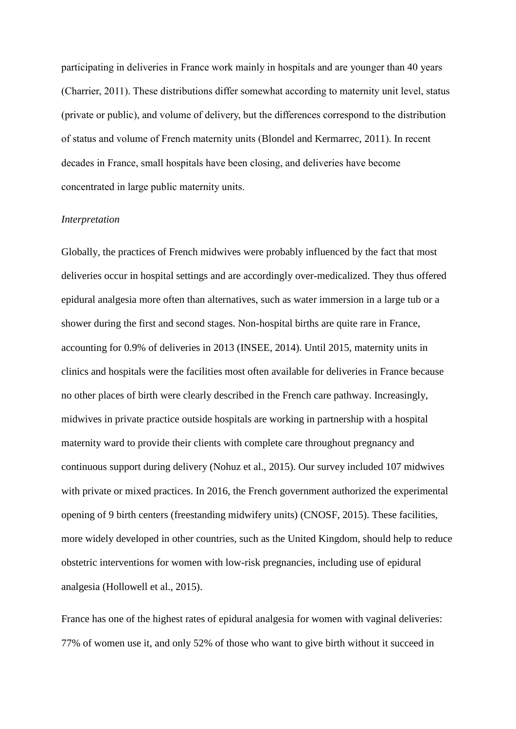participating in deliveries in France work mainly in hospitals and are younger than 40 years (Charrier, 2011). These distributions differ somewhat according to maternity unit level, status (private or public), and volume of delivery, but the differences correspond to the distribution of status and volume of French maternity units (Blondel and Kermarrec, 2011). In recent decades in France, small hospitals have been closing, and deliveries have become concentrated in large public maternity units.

*Interpretation*

Globally, the practices of French midwives were probably influenced by the fact that most deliveries occur in hospital settings and are accordingly over-medicalized. They thus offered epidural analgesia more often than alternatives, such as water immersion in a large tub or a shower during the first and second stages. Non-hospital births are quite rare in France, accounting for 0.9% of deliveries in 2013 (INSEE, 2014). Until 2015, maternity units in clinics and hospitals were the facilities most often available for deliveries in France because no other places of birth were clearly described in the French care pathway. Increasingly, midwives in private practice outside hospitals are working in partnership with a hospital maternity ward to provide their clients with complete care throughout pregnancy and continuous support during delivery (Nohuz et al., 2015). Our survey included 107 midwives with private or mixed practices. In 2016, the French government authorized the experimental opening of 9 birth centers (freestanding midwifery units) (CNOSF, 2015). These facilities, more widely developed in other countries, such as the United Kingdom, should help to reduce obstetric interventions for women with low-risk pregnancies, including use of epidural analgesia (Hollowell et al., 2015).

France has one of the highest rates of epidural analgesia for women with vaginal deliveries: 77% of women use it, and only 52% of those who want to give birth without it succeed in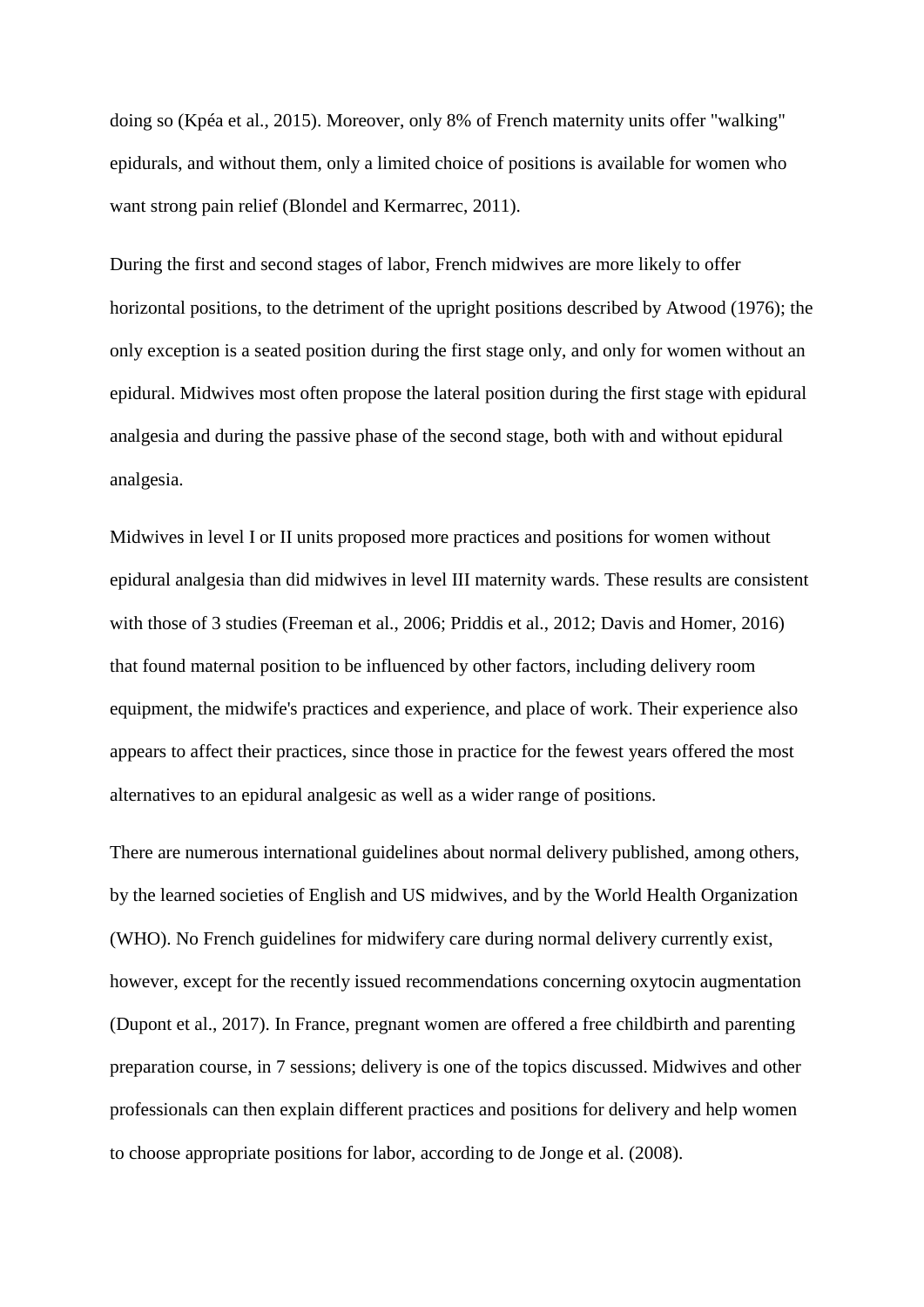doing so (Kpéa et al., 2015). Moreover, only 8% of French maternity units offer "walking" epidurals, and without them, only a limited choice of positions is available for women who want strong pain relief (Blondel and Kermarrec, 2011).

During the first and second stages of labor, French midwives are more likely to offer horizontal positions, to the detriment of the upright positions described by Atwood (1976); the only exception is a seated position during the first stage only, and only for women without an epidural. Midwives most often propose the lateral position during the first stage with epidural analgesia and during the passive phase of the second stage, both with and without epidural analgesia.

Midwives in level I or II units proposed more practices and positions for women without epidural analgesia than did midwives in level III maternity wards. These results are consistent with those of 3 studies (Freeman et al., 2006; Priddis et al., 2012; Davis and Homer, 2016) that found maternal position to be influenced by other factors, including delivery room equipment, the midwife's practices and experience, and place of work. Their experience also appears to affect their practices, since those in practice for the fewest years offered the most alternatives to an epidural analgesic as well as a wider range of positions.

There are numerous international guidelines about normal delivery published, among others, by the learned societies of English and US midwives, and by the World Health Organization (WHO). No French guidelines for midwifery care during normal delivery currently exist, however, except for the recently issued recommendations concerning oxytocin augmentation (Dupont et al., 2017). In France, pregnant women are offered a free childbirth and parenting preparation course, in 7 sessions; delivery is one of the topics discussed. Midwives and other professionals can then explain different practices and positions for delivery and help women to choose appropriate positions for labor, according to de Jonge et al. (2008).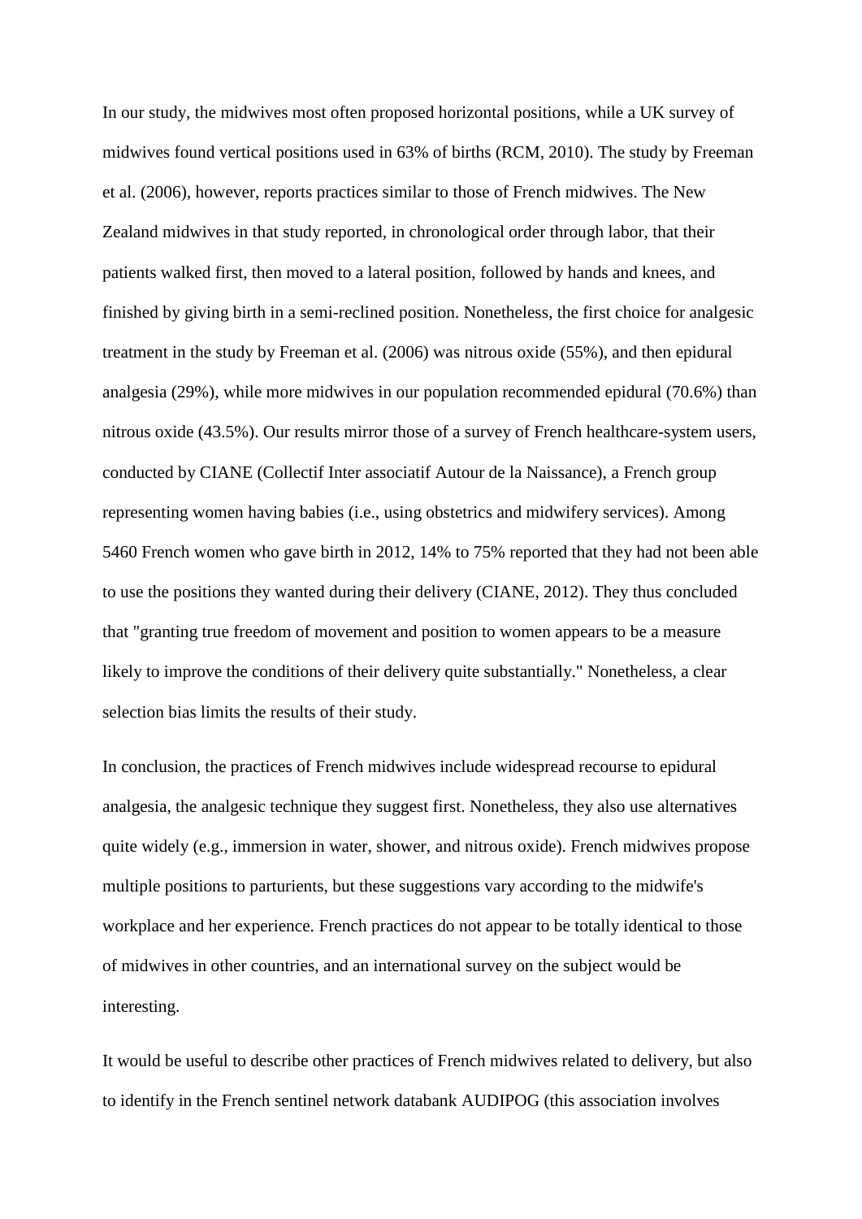In our study, the midwives most often proposed horizontal positions, while a UK survey of midwives found vertical positions used in 63% of births (RCM, 2010). The study by Freeman et al. (2006), however, reports practices similar to those of French midwives. The New Zealand midwives in that study reported, in chronological order through labor, that their patients walked first, then moved to a lateral position, followed by hands and knees, and finished by giving birth in a semi-reclined position. Nonetheless, the first choice for analgesic treatment in the study by Freeman et al. (2006) was nitrous oxide (55%), and then epidural analgesia (29%), while more midwives in our population recommended epidural (70.6%) than nitrous oxide (43.5%). Our results mirror those of a survey of French healthcare-system users, conducted by CIANE (Collectif Inter associatif Autour de la Naissance), a French group representing women having babies (i.e., using obstetrics and midwifery services). Among 5460 French women who gave birth in 2012, 14% to 75% reported that they had not been able to use the positions they wanted during their delivery (CIANE, 2012). They thus concluded that "granting true freedom of movement and position to women appears to be a measure likely to improve the conditions of their delivery quite substantially." Nonetheless, a clear selection bias limits the results of their study.

In conclusion, the practices of French midwives include widespread recourse to epidural analgesia, the analgesic technique they suggest first. Nonetheless, they also use alternatives quite widely (e.g., immersion in water, shower, and nitrous oxide). French midwives propose multiple positions to parturients, but these suggestions vary according to the midwife's workplace and her experience. French practices do not appear to be totally identical to those of midwives in other countries, and an international survey on the subject would be interesting.

It would be useful to describe other practices of French midwives related to delivery, but also to identify in the French sentinel network databank AUDIPOG (this association involves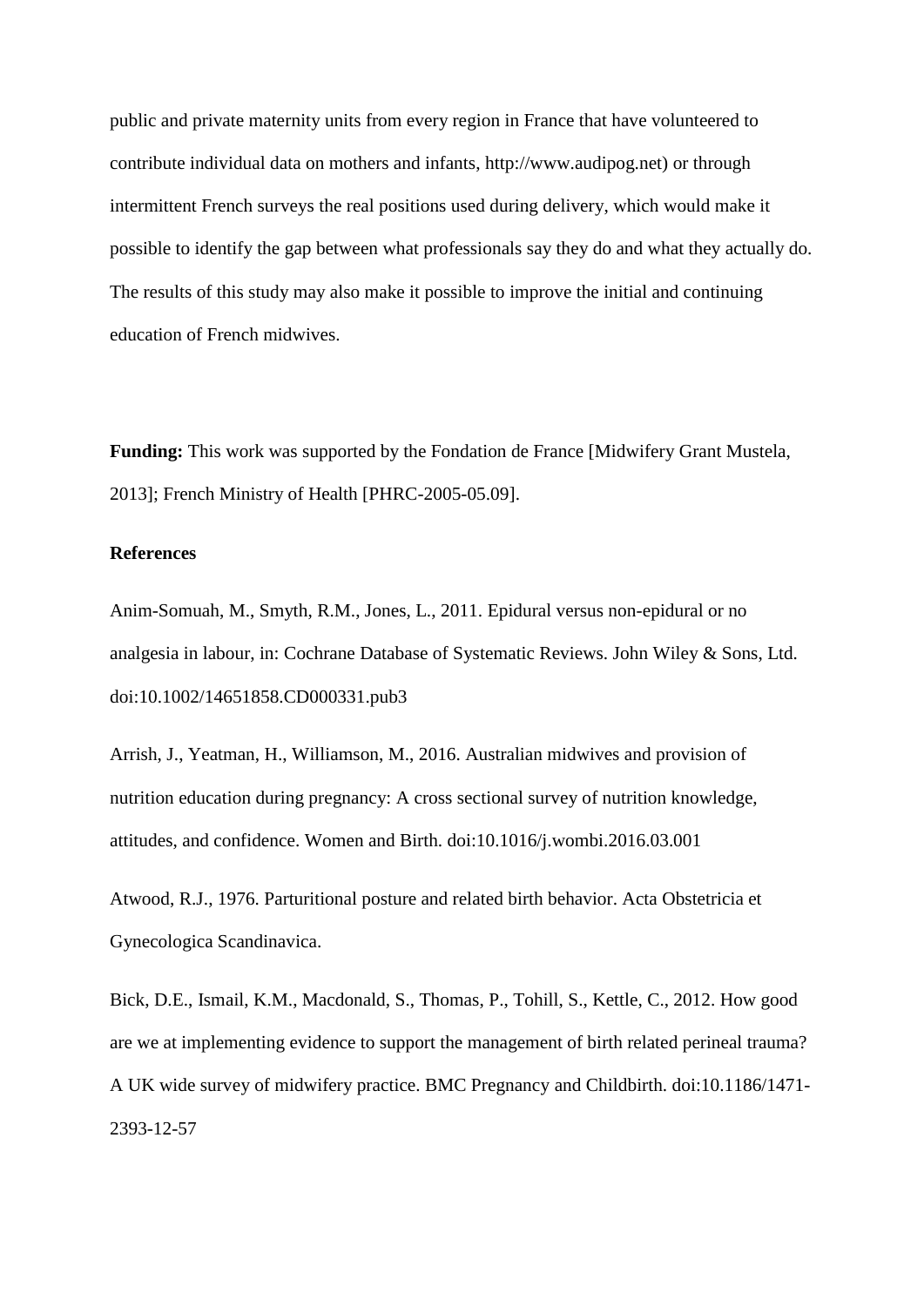public and private maternity units from every region in France that have volunteered to contribute individual data on mothers and infants, http://www.audipog.net) or through intermittent French surveys the real positions used during delivery, which would make it possible to identify the gap between what professionals say they do and what they actually do. The results of this study may also make it possible to improve the initial and continuing education of French midwives.

**Funding:** This work was supported by the Fondation de France [Midwifery Grant Mustela, 2013]; French Ministry of Health [PHRC-2005-05.09].

**References**

Anim-Somuah, M., Smyth, R.M., Jones, L., 2011. Epidural versus non-epidural or no analgesia in labour, in: Cochrane Database of Systematic Reviews. John Wiley & Sons, Ltd. doi:10.1002/14651858.CD000331.pub3

Arrish, J., Yeatman, H., Williamson, M., 2016. Australian midwives and provision of nutrition education during pregnancy: A cross sectional survey of nutrition knowledge, attitudes, and confidence. Women and Birth. doi:10.1016/j.wombi.2016.03.001

Atwood, R.J., 1976. Parturitional posture and related birth behavior. Acta Obstetricia et Gynecologica Scandinavica.

Bick, D.E., Ismail, K.M., Macdonald, S., Thomas, P., Tohill, S., Kettle, C., 2012. How good are we at implementing evidence to support the management of birth related perineal trauma? A UK wide survey of midwifery practice. BMC Pregnancy and Childbirth. doi:10.1186/1471-2393-12-57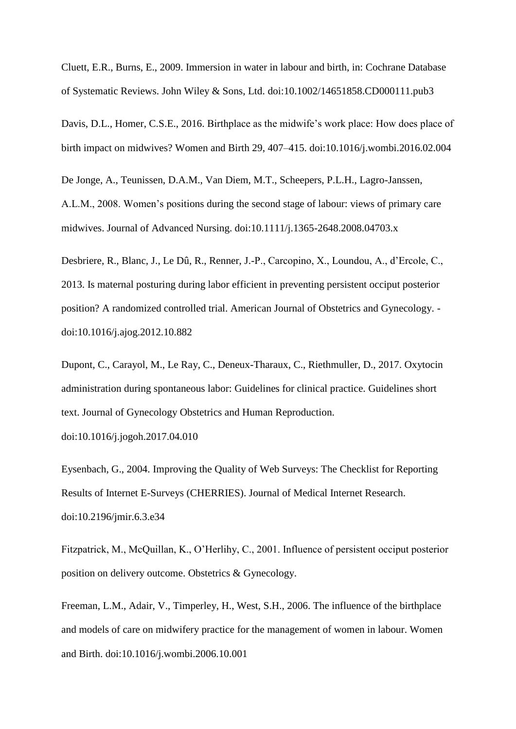Cluett, E.R., Burns, E., 2009. Immersion in water in labour and birth, in: Cochrane Database of Systematic Reviews. John Wiley & Sons, Ltd. doi:10.1002/14651858.CD000111.pub3

Davis, D.L., Homer, C.S.E., 2016. Birthplace as the midwife's work place: How does place of birth impact on midwives? Women and Birth 29, 407–415. doi:10.1016/j.wombi.2016.02.004

De Jonge, A., Teunissen, D.A.M., Van Diem, M.T., Scheepers, P.L.H., Lagro-Janssen, A.L.M., 2008. Women's positions during the second stage of labour: views of primary care midwives. Journal of Advanced Nursing. doi:10.1111/j.1365-2648.2008.04703.x

Desbriere, R., Blanc, J., Le Dû, R., Renner, J.-P., Carcopino, X., Loundou, A., d'Ercole, C., 2013. Is maternal posturing during labor efficient in preventing persistent occiput posterior position? A randomized controlled trial. American Journal of Obstetrics and Gynecology. - doi:10.1016/j.ajog.2012.10.882

Dupont, C., Carayol, M., Le Ray, C., Deneux-Tharaux, C., Riethmuller, D., 2017. Oxytocin administration during spontaneous labor: Guidelines for clinical practice. Guidelines short text. Journal of Gynecology Obstetrics and Human Reproduction. doi:10.1016/j.jogoh.2017.04.010

Eysenbach, G., 2004. Improving the Quality of Web Surveys: The Checklist for Reporting Results of Internet E-Surveys (CHERRIES). Journal of Medical Internet Research. doi:10.2196/jmir.6.3.e34

Fitzpatrick, M., McQuillan, K., O'Herlihy, C., 2001. Influence of persistent occiput posterior position on delivery outcome. Obstetrics & Gynecology.

Freeman, L.M., Adair, V., Timperley, H., West, S.H., 2006. The influence of the birthplace and models of care on midwifery practice for the management of women in labour. Women and Birth. doi:10.1016/j.wombi.2006.10.001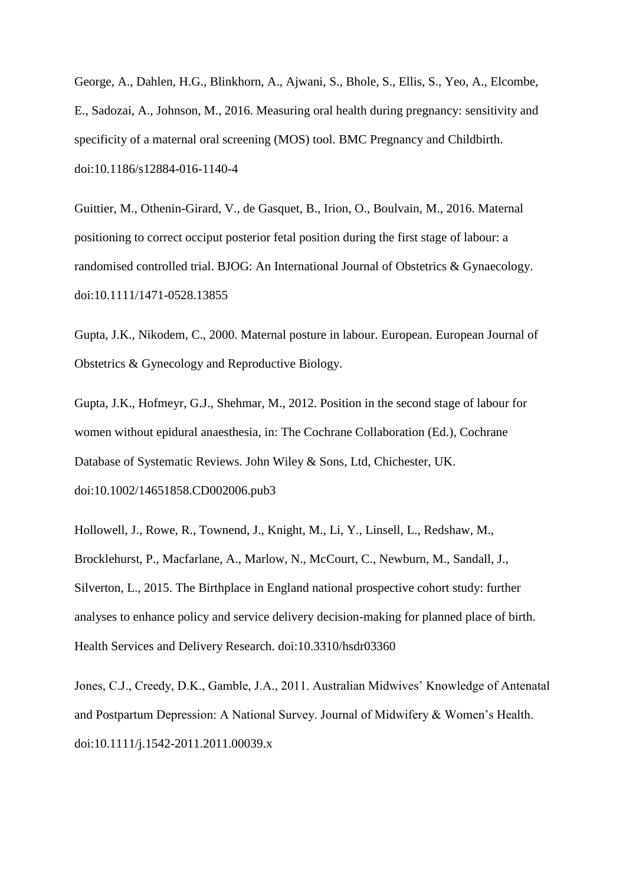George, A., Dahlen, H.G., Blinkhorn, A., Ajwani, S., Bhole, S., Ellis, S., Yeo, A., Elcombe, E., Sadozai, A., Johnson, M., 2016. Measuring oral health during pregnancy: sensitivity and specificity of a maternal oral screening (MOS) tool. BMC Pregnancy and Childbirth. doi:10.1186/s12884-016-1140-4

Guittier, M., Othenin-Girard, V., de Gasquet, B., Irion, O., Boulvain, M., 2016. Maternal positioning to correct occiput posterior fetal position during the first stage of labour: a randomised controlled trial. BJOG: An International Journal of Obstetrics & Gynaecology. doi:10.1111/1471-0528.13855

Gupta, J.K., Nikodem, C., 2000. Maternal posture in labour. European. European Journal of Obstetrics & Gynecology and Reproductive Biology.

Gupta, J.K., Hofmeyr, G.J., Shehmar, M., 2012. Position in the second stage of labour for women without epidural anaesthesia, in: The Cochrane Collaboration (Ed.), Cochrane Database of Systematic Reviews. John Wiley & Sons, Ltd, Chichester, UK. doi:10.1002/14651858.CD002006.pub3

Hollowell, J., Rowe, R., Townend, J., Knight, M., Li, Y., Linsell, L., Redshaw, M., Brocklehurst, P., Macfarlane, A., Marlow, N., McCourt, C., Newburn, M., Sandall, J., Silverton, L., 2015. The Birthplace in England national prospective cohort study: further analyses to enhance policy and service delivery decision-making for planned place of birth. Health Services and Delivery Research. doi:10.3310/hsdr03360

Jones, C.J., Creedy, D.K., Gamble, J.A., 2011. Australian Midwives' Knowledge of Antenatal and Postpartum Depression: A National Survey. Journal of Midwifery & Women's Health. doi:10.1111/j.1542-2011.2011.00039.x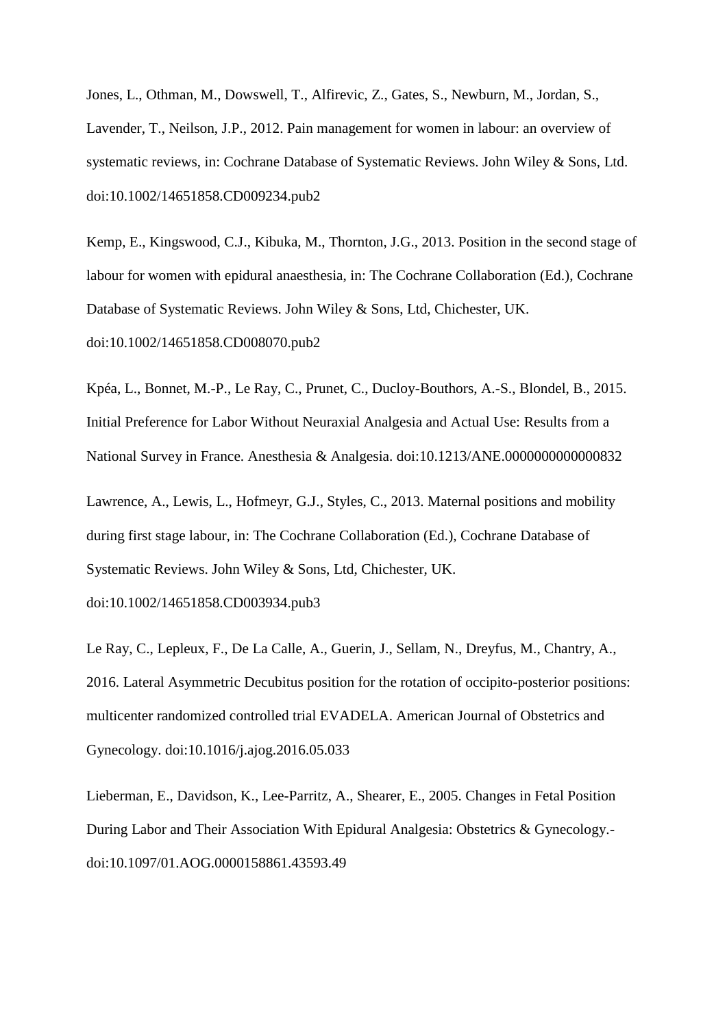Jones, L., Othman, M., Dowswell, T., Alfirevic, Z., Gates, S., Newburn, M., Jordan, S., Lavender, T., Neilson, J.P., 2012. Pain management for women in labour: an overview of systematic reviews, in: Cochrane Database of Systematic Reviews. John Wiley & Sons, Ltd. doi:10.1002/14651858.CD009234.pub2

Kemp, E., Kingswood, C.J., Kibuka, M., Thornton, J.G., 2013. Position in the second stage of labour for women with epidural anaesthesia, in: The Cochrane Collaboration (Ed.), Cochrane Database of Systematic Reviews. John Wiley & Sons, Ltd, Chichester, UK. doi:10.1002/14651858.CD008070.pub2

Kpéa, L., Bonnet, M.-P., Le Ray, C., Prunet, C., Ducloy-Bouthors, A.-S., Blondel, B., 2015. Initial Preference for Labor Without Neuraxial Analgesia and Actual Use: Results from a National Survey in France. Anesthesia & Analgesia. doi:10.1213/ANE.0000000000000832

Lawrence, A., Lewis, L., Hofmeyr, G.J., Styles, C., 2013. Maternal positions and mobility during first stage labour, in: The Cochrane Collaboration (Ed.), Cochrane Database of Systematic Reviews. John Wiley & Sons, Ltd, Chichester, UK. doi:10.1002/14651858.CD003934.pub3

Le Ray, C., Lepleux, F., De La Calle, A., Guerin, J., Sellam, N., Dreyfus, M., Chantry, A., 2016. Lateral Asymmetric Decubitus position for the rotation of occipito-posterior positions: multicenter randomized controlled trial EVADELA. American Journal of Obstetrics and Gynecology. doi:10.1016/j.ajog.2016.05.033

Lieberman, E., Davidson, K., Lee-Parritz, A., Shearer, E., 2005. Changes in Fetal Position During Labor and Their Association With Epidural Analgesia: Obstetrics & Gynecology.- doi:10.1097/01.AOG.0000158861.43593.49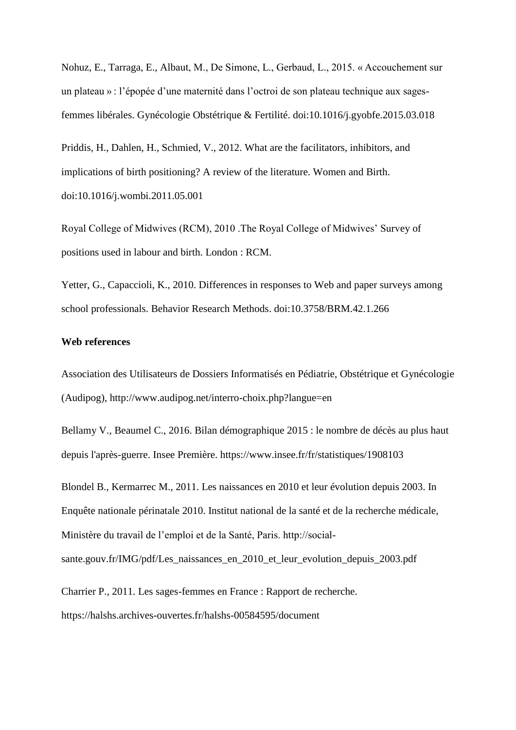Nohuz, E., Tarraga, E., Albaut, M., De Simone, L., Gerbaud, L., 2015. « Accouchement sur un plateau » : l'épopée d'une maternité dans l'octroi de son plateau technique aux sages-femmes libérales. Gynécologie Obstétrique & Fertilité. doi:10.1016/j.gyobfe.2015.03.018

Priddis, H., Dahlen, H., Schmied, V., 2012. What are the facilitators, inhibitors, and implications of birth positioning? A review of the literature. Women and Birth. doi:10.1016/j.wombi.2011.05.001

Royal College of Midwives (RCM), 2010 .The Royal College of Midwives' Survey of positions used in labour and birth. London : RCM.

Yetter, G., Capaccioli, K., 2010. Differences in responses to Web and paper surveys among school professionals. Behavior Research Methods. doi:10.3758/BRM.42.1.266

**Web references**

Association des Utilisateurs de Dossiers Informatisés en Pédiatrie, Obstétrique et Gynécologie (Audipog), http://www.audipog.net/interro-choix.php?langue=en

Bellamy V., Beaumel C., 2016. Bilan démographique 2015 : le nombre de décès au plus haut depuis l'après-guerre. Insee Première. https://www.insee.fr/fr/statistiques/1908103

Blondel B., Kermarrec M., 2011. Les naissances en 2010 et leur évolution depuis 2003. In Enquête nationale périnatale 2010. Institut national de la santé et de la recherche médicale, Ministère du travail de l'emploi et de la Santé, Paris. http://social-sante.gouv.fr/IMG/pdf/Les_naissances_en_2010_et_leur_evolution_depuis_2003.pdf

Charrier P., 2011. Les sages-femmes en France : Rapport de recherche. https://halshs.archives-ouvertes.fr/halshs-00584595/document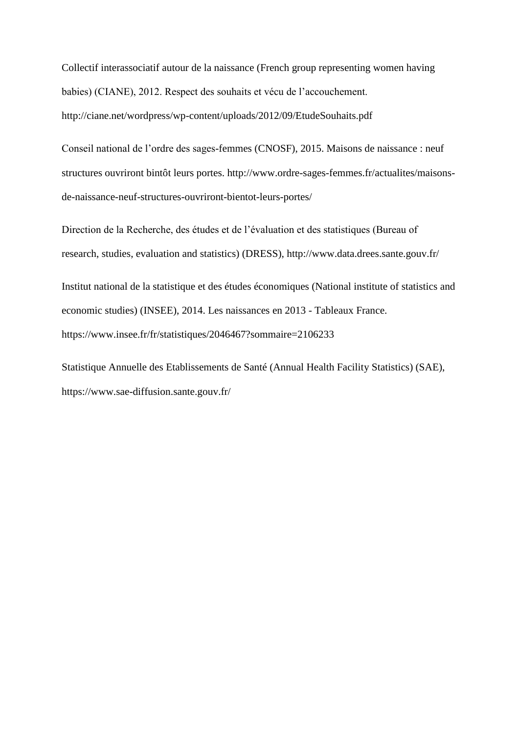Collectif interassociatif autour de la naissance (French group representing women having babies) (CIANE), 2012. Respect des souhaits et vécu de l'accouchement. http://ciane.net/wordpress/wp-content/uploads/2012/09/EtudeSouhaits.pdf

Conseil national de l'ordre des sages-femmes (CNOSF), 2015. Maisons de naissance : neuf structures ouvriront bintôt leurs portes. http://www.ordre-sages-femmes.fr/actualites/maisons-de-naissance-neuf-structures-ouvriront-bientot-leurs-portes/

Direction de la Recherche, des études et de l'évaluation et des statistiques (Bureau of research, studies, evaluation and statistics) (DRESS), http://www.data.drees.sante.gouv.fr/

Institut national de la statistique et des études économiques (National institute of statistics and economic studies) (INSEE), 2014. Les naissances en 2013 - Tableaux France. https://www.insee.fr/fr/statistiques/2046467?sommaire=2106233

Statistique Annuelle des Etablissements de Santé (Annual Health Facility Statistics) (SAE), https://www.sae-diffusion.sante.gouv.fr/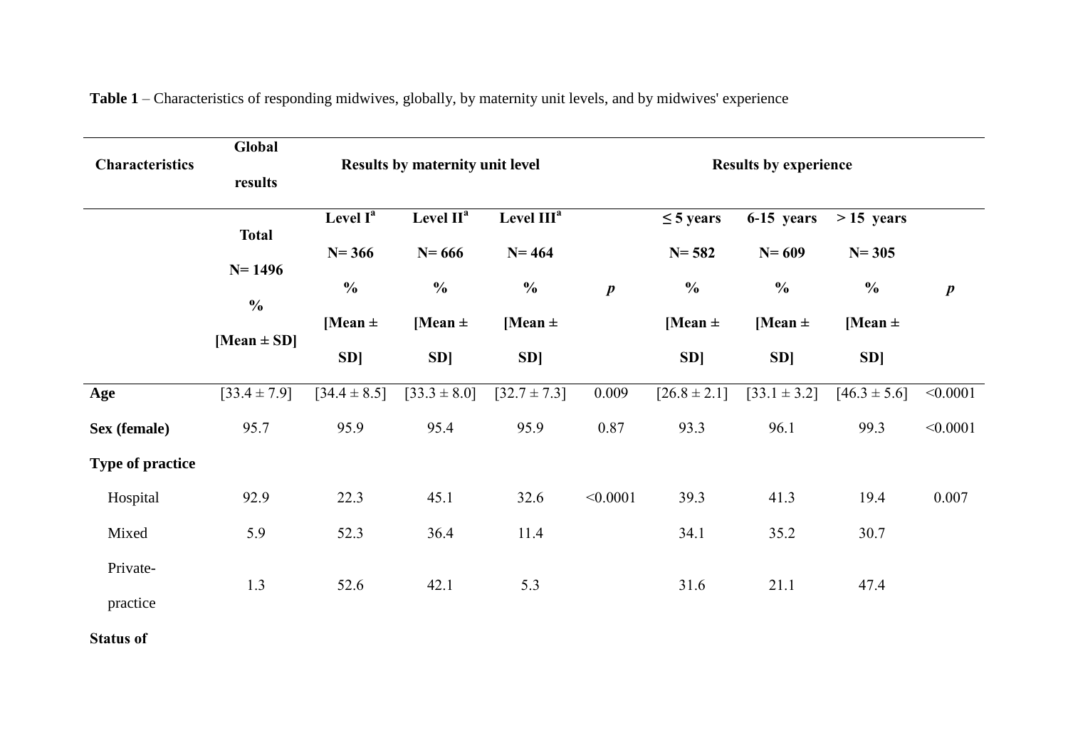**Table 1** – Characteristics of responding midwives, globally, by maternity unit levels, and by midwives' experience

| Characteristics | Global results | Results by maternity unit level | | | | Results by experience | | | |
|---|---|---|---|---|---|---|---|---|---|
| | Total N= 1496 % [Mean ± SD] | Level I[a] N= 366 % [Mean ± SD] | Level II[a] N= 666 % [Mean ± SD] | Level III[a] N= 464 % [Mean ± SD] | *p* | ≤ 5 years N= 582 % [Mean ± SD] | 6-15 years N= 609 % [Mean ± SD] | > 15 years N= 305 % [Mean ± SD] | *p* |
| **Age** | [33.4 ± 7.9] | [34.4 ± 8.5] | [33.3 ± 8.0] | [32.7 ± 7.3] | 0.009 | [26.8 ± 2.1] | [33.1 ± 3.2] | [46.3 ± 5.6] | <0.0001 |
| **Sex (female)** | 95.7 | 95.9 | 95.4 | 95.9 | 0.87 | 93.3 | 96.1 | 99.3 | <0.0001 |
| **Type of practice** | | | | | | | | | |
| Hospital | 92.9 | 22.3 | 45.1 | 32.6 | <0.0001 | 39.3 | 41.3 | 19.4 | 0.007 |
| Mixed | 5.9 | 52.3 | 36.4 | 11.4 | | 34.1 | 35.2 | 30.7 | |
| Private-practice | 1.3 | 52.6 | 42.1 | 5.3 | | 31.6 | 21.1 | 47.4 | |
| **Status of** | | | | | | | | | |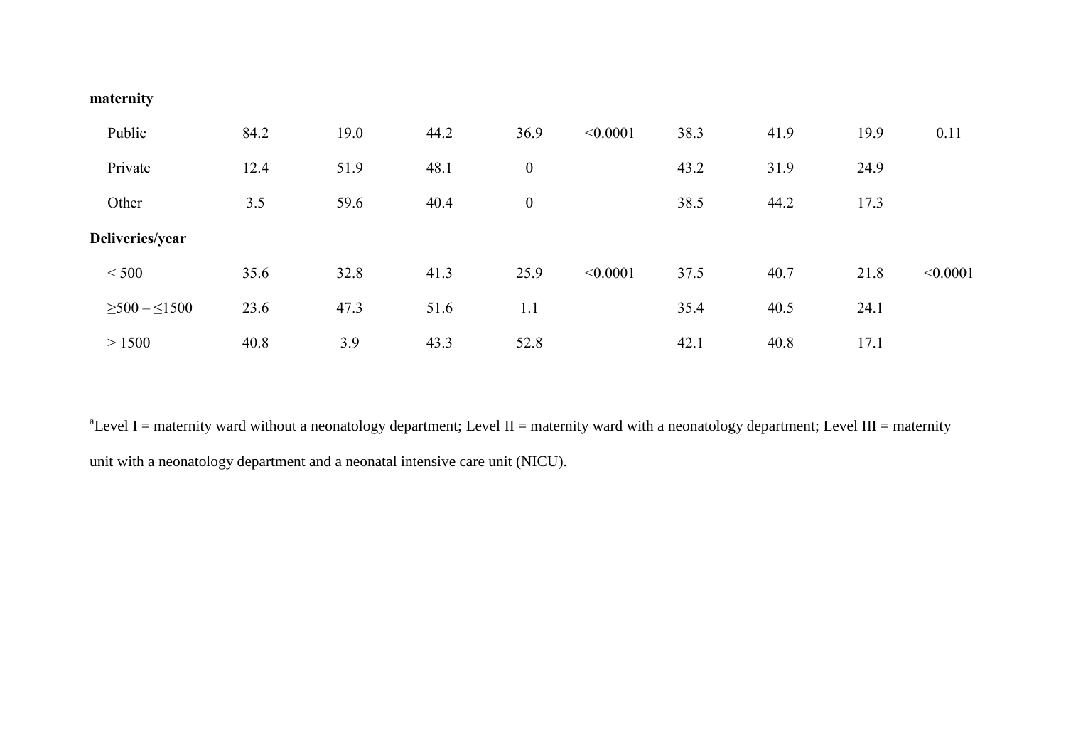| | | | | | | | | | |
|---|---|---|---|---|---|---|---|---|---|
| **maternity** | | | | | | | | | |
| Public | 84.2 | 19.0 | 44.2 | 36.9 | <0.0001 | 38.3 | 41.9 | 19.9 | 0.11 |
| Private | 12.4 | 51.9 | 48.1 | 0 | | 43.2 | 31.9 | 24.9 | |
| Other | 3.5 | 59.6 | 40.4 | 0 | | 38.5 | 44.2 | 17.3 | |
| **Deliveries/year** | | | | | | | | | |
| < 500 | 35.6 | 32.8 | 41.3 | 25.9 | <0.0001 | 37.5 | 40.7 | 21.8 | <0.0001 |
| ≥500 – ≤1500 | 23.6 | 47.3 | 51.6 | 1.1 | | 35.4 | 40.5 | 24.1 | |
| > 1500 | 40.8 | 3.9 | 43.3 | 52.8 | | 42.1 | 40.8 | 17.1 | |

[a]Level I = maternity ward without a neonatology department; Level II = maternity ward with a neonatology department; Level III = maternity unit with a neonatology department and a neonatal intensive care unit (NICU).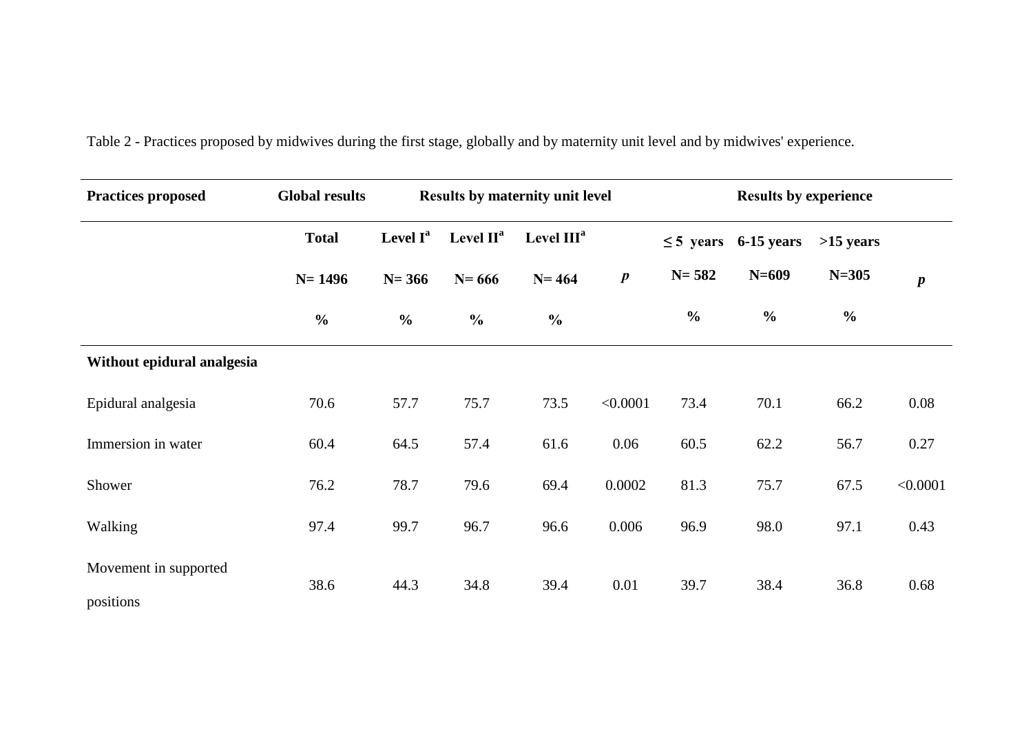Table 2 - Practices proposed by midwives during the first stage, globally and by maternity unit level and by midwives' experience.

| **Practices proposed** | **Global results** | **Results by maternity unit level** | | | | **Results by experience** | | | |
|---|---|---|---|---|---|---|---|---|---|
| | **Total** | **Level I[a]** | **Level II[a]** | **Level III[a]** | | **≤ 5 years** | **6-15 years** | **>15 years** | |
| | **N= 1496** | **N= 366** | **N= 666** | **N= 464** | ***p*** | **N= 582** | **N=609** | **N=305** | ***p*** |
| | **%** | **%** | **%** | **%** | | **%** | **%** | **%** | |
| **Without epidural analgesia** | | | | | | | | | |
| Epidural analgesia | 70.6 | 57.7 | 75.7 | 73.5 | <0.0001 | 73.4 | 70.1 | 66.2 | 0.08 |
| Immersion in water | 60.4 | 64.5 | 57.4 | 61.6 | 0.06 | 60.5 | 62.2 | 56.7 | 0.27 |
| Shower | 76.2 | 78.7 | 79.6 | 69.4 | 0.0002 | 81.3 | 75.7 | 67.5 | <0.0001 |
| Walking | 97.4 | 99.7 | 96.7 | 96.6 | 0.006 | 96.9 | 98.0 | 97.1 | 0.43 |
| Movement in supported positions | 38.6 | 44.3 | 34.8 | 39.4 | 0.01 | 39.7 | 38.4 | 36.8 | 0.68 |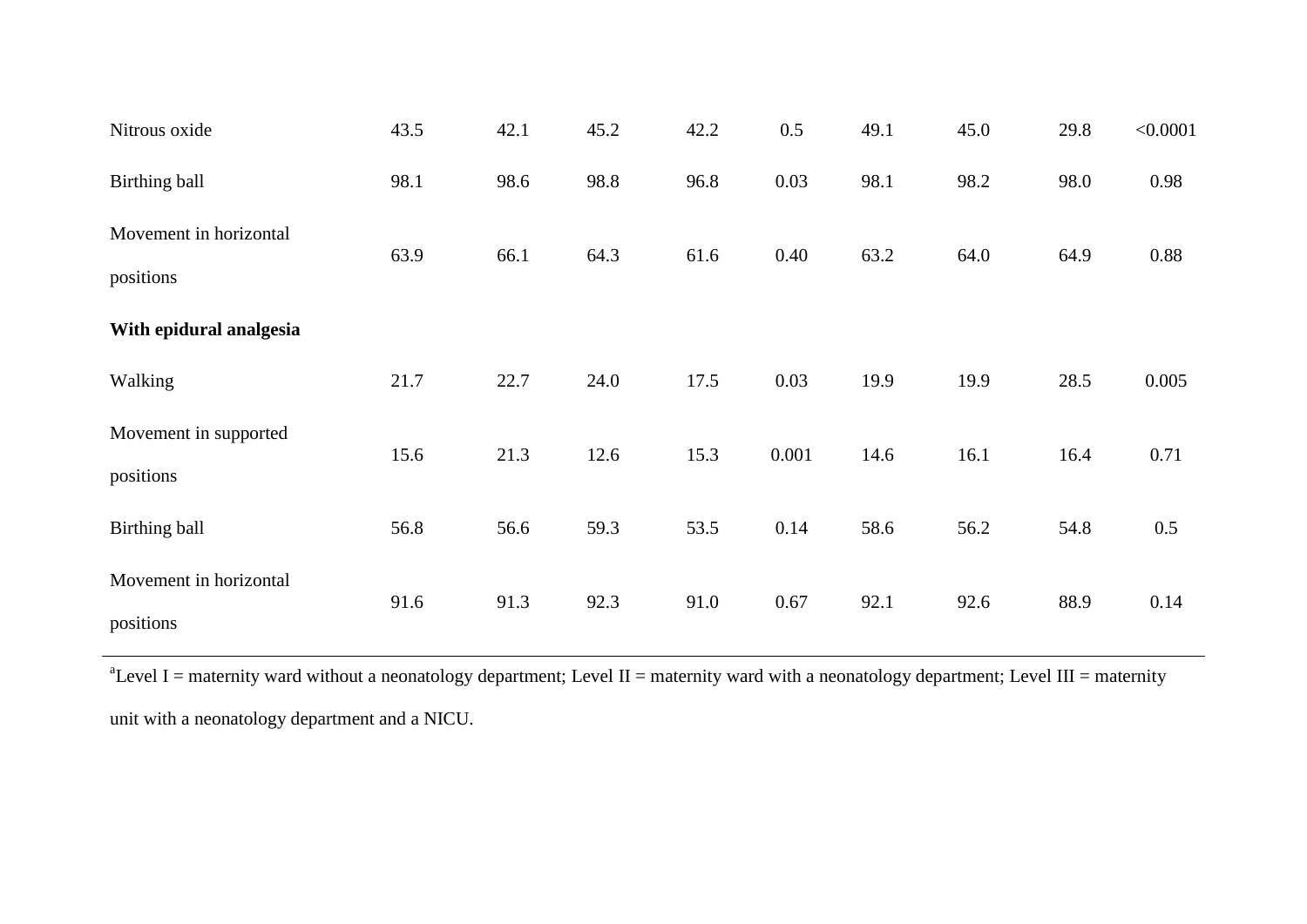| | | | | | | | | | |
|---|---|---|---|---|---|---|---|---|---|
| Nitrous oxide | 43.5 | 42.1 | 45.2 | 42.2 | 0.5 | 49.1 | 45.0 | 29.8 | <0.0001 |
| Birthing ball | 98.1 | 98.6 | 98.8 | 96.8 | 0.03 | 98.1 | 98.2 | 98.0 | 0.98 |
| Movement in horizontal positions | 63.9 | 66.1 | 64.3 | 61.6 | 0.40 | 63.2 | 64.0 | 64.9 | 0.88 |
| **With epidural analgesia** | | | | | | | | | |
| Walking | 21.7 | 22.7 | 24.0 | 17.5 | 0.03 | 19.9 | 19.9 | 28.5 | 0.005 |
| Movement in supported positions | 15.6 | 21.3 | 12.6 | 15.3 | 0.001 | 14.6 | 16.1 | 16.4 | 0.71 |
| Birthing ball | 56.8 | 56.6 | 59.3 | 53.5 | 0.14 | 58.6 | 56.2 | 54.8 | 0.5 |
| Movement in horizontal positions | 91.6 | 91.3 | 92.3 | 91.0 | 0.67 | 92.1 | 92.6 | 88.9 | 0.14 |

[a]Level I = maternity ward without a neonatology department; Level II = maternity ward with a neonatology department; Level III = maternity unit with a neonatology department and a NICU.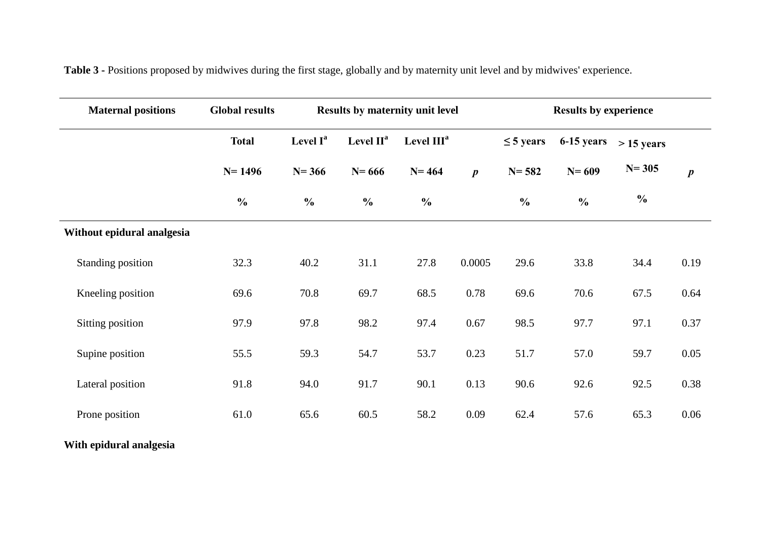**Table 3 -** Positions proposed by midwives during the first stage, globally and by maternity unit level and by midwives' experience.

| Maternal positions | Global results | Results by maternity unit level | | | | Results by experience | | | |
|---|---|---|---|---|---|---|---|---|---|
| | Total | Level I[a] | Level II[a] | Level III[a] | | ≤ 5 years | 6-15 years | > 15 years | |
| | N= 1496 | N= 366 | N= 666 | N= 464 | *p* | N= 582 | N= 609 | N= 305 | *p* |
| | % | % | % | % | | % | % | % | |
| **Without epidural analgesia** | | | | | | | | | |
| Standing position | 32.3 | 40.2 | 31.1 | 27.8 | 0.0005 | 29.6 | 33.8 | 34.4 | 0.19 |
| Kneeling position | 69.6 | 70.8 | 69.7 | 68.5 | 0.78 | 69.6 | 70.6 | 67.5 | 0.64 |
| Sitting position | 97.9 | 97.8 | 98.2 | 97.4 | 0.67 | 98.5 | 97.7 | 97.1 | 0.37 |
| Supine position | 55.5 | 59.3 | 54.7 | 53.7 | 0.23 | 51.7 | 57.0 | 59.7 | 0.05 |
| Lateral position | 91.8 | 94.0 | 91.7 | 90.1 | 0.13 | 90.6 | 92.6 | 92.5 | 0.38 |
| Prone position | 61.0 | 65.6 | 60.5 | 58.2 | 0.09 | 62.4 | 57.6 | 65.3 | 0.06 |
| **With epidural analgesia** | | | | | | | | | |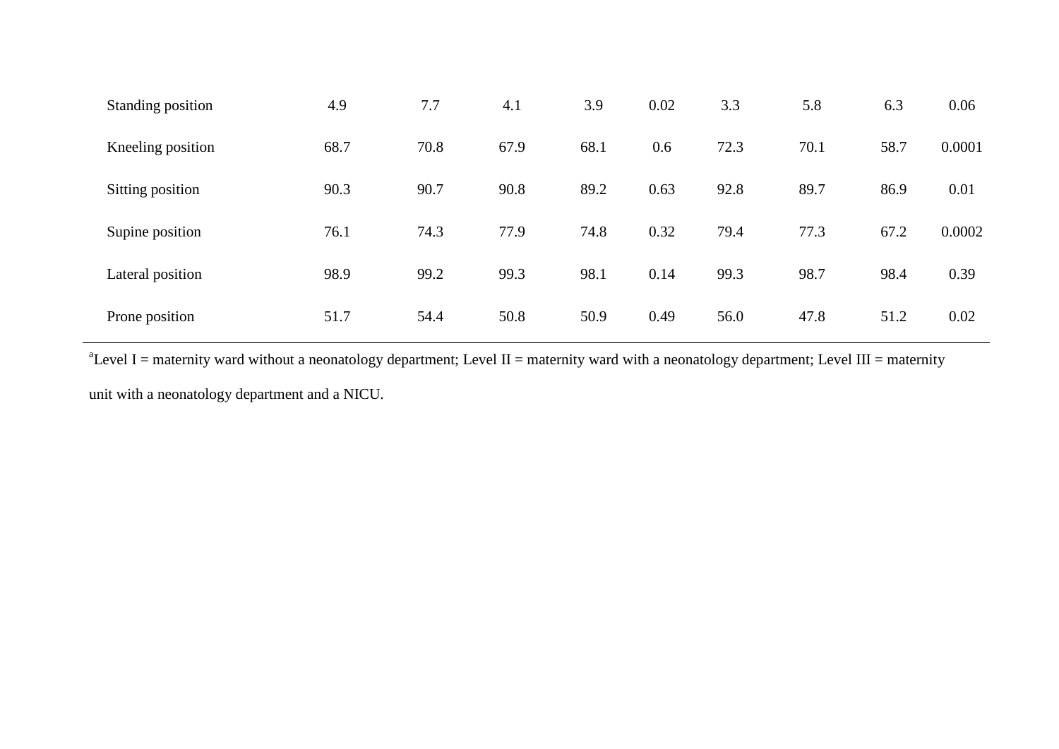| | | | | | | | | | |
|---|---|---|---|---|---|---|---|---|---|
| Standing position | 4.9 | 7.7 | 4.1 | 3.9 | 0.02 | 3.3 | 5.8 | 6.3 | 0.06 |
| Kneeling position | 68.7 | 70.8 | 67.9 | 68.1 | 0.6 | 72.3 | 70.1 | 58.7 | 0.0001 |
| Sitting position | 90.3 | 90.7 | 90.8 | 89.2 | 0.63 | 92.8 | 89.7 | 86.9 | 0.01 |
| Supine position | 76.1 | 74.3 | 77.9 | 74.8 | 0.32 | 79.4 | 77.3 | 67.2 | 0.0002 |
| Lateral position | 98.9 | 99.2 | 99.3 | 98.1 | 0.14 | 99.3 | 98.7 | 98.4 | 0.39 |
| Prone position | 51.7 | 54.4 | 50.8 | 50.9 | 0.49 | 56.0 | 47.8 | 51.2 | 0.02 |

[a]Level I = maternity ward without a neonatology department; Level II = maternity ward with a neonatology department; Level III = maternity unit with a neonatology department and a NICU.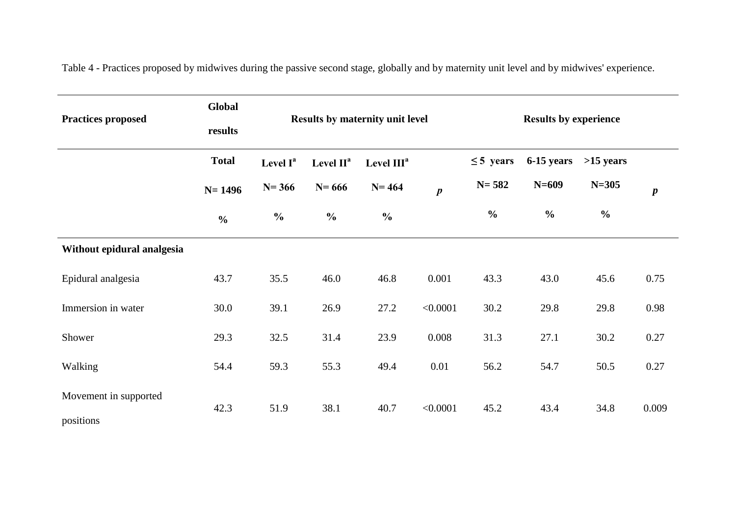Table 4 - Practices proposed by midwives during the passive second stage, globally and by maternity unit level and by midwives' experience.

| Practices proposed | Global results | Results by maternity unit level | | | | Results by experience | | | |
|---|---|---|---|---|---|---|---|---|---|
| | Total N= 1496 % | Level I[a] N= 366 % | Level II[a] N= 666 % | Level III[a] N= 464 % | *p* | ≤ 5 years N= 582 % | 6-15 years N=609 % | >15 years N=305 % | *p* |
| **Without epidural analgesia** | | | | | | | | | |
| Epidural analgesia | 43.7 | 35.5 | 46.0 | 46.8 | 0.001 | 43.3 | 43.0 | 45.6 | 0.75 |
| Immersion in water | 30.0 | 39.1 | 26.9 | 27.2 | <0.0001 | 30.2 | 29.8 | 29.8 | 0.98 |
| Shower | 29.3 | 32.5 | 31.4 | 23.9 | 0.008 | 31.3 | 27.1 | 30.2 | 0.27 |
| Walking | 54.4 | 59.3 | 55.3 | 49.4 | 0.01 | 56.2 | 54.7 | 50.5 | 0.27 |
| Movement in supported positions | 42.3 | 51.9 | 38.1 | 40.7 | <0.0001 | 45.2 | 43.4 | 34.8 | 0.009 |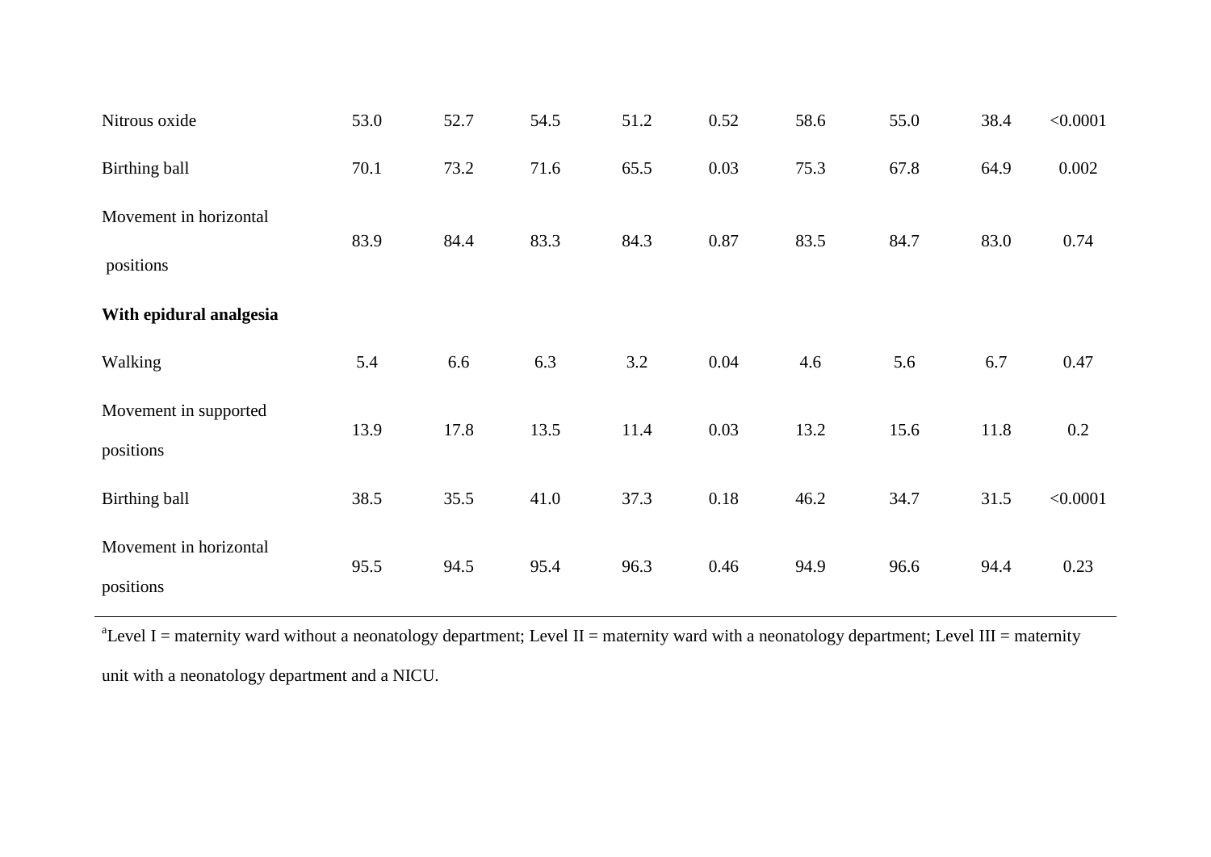| | | | | | | | | | |
|---|---|---|---|---|---|---|---|---|---|
| Nitrous oxide | 53.0 | 52.7 | 54.5 | 51.2 | 0.52 | 58.6 | 55.0 | 38.4 | <0.0001 |
| Birthing ball | 70.1 | 73.2 | 71.6 | 65.5 | 0.03 | 75.3 | 67.8 | 64.9 | 0.002 |
| Movement in horizontal positions | 83.9 | 84.4 | 83.3 | 84.3 | 0.87 | 83.5 | 84.7 | 83.0 | 0.74 |
| **With epidural analgesia** | | | | | | | | | |
| Walking | 5.4 | 6.6 | 6.3 | 3.2 | 0.04 | 4.6 | 5.6 | 6.7 | 0.47 |
| Movement in supported positions | 13.9 | 17.8 | 13.5 | 11.4 | 0.03 | 13.2 | 15.6 | 11.8 | 0.2 |
| Birthing ball | 38.5 | 35.5 | 41.0 | 37.3 | 0.18 | 46.2 | 34.7 | 31.5 | <0.0001 |
| Movement in horizontal positions | 95.5 | 94.5 | 95.4 | 96.3 | 0.46 | 94.9 | 96.6 | 94.4 | 0.23 |

[a]Level I = maternity ward without a neonatology department; Level II = maternity ward with a neonatology department; Level III = maternity unit with a neonatology department and a NICU.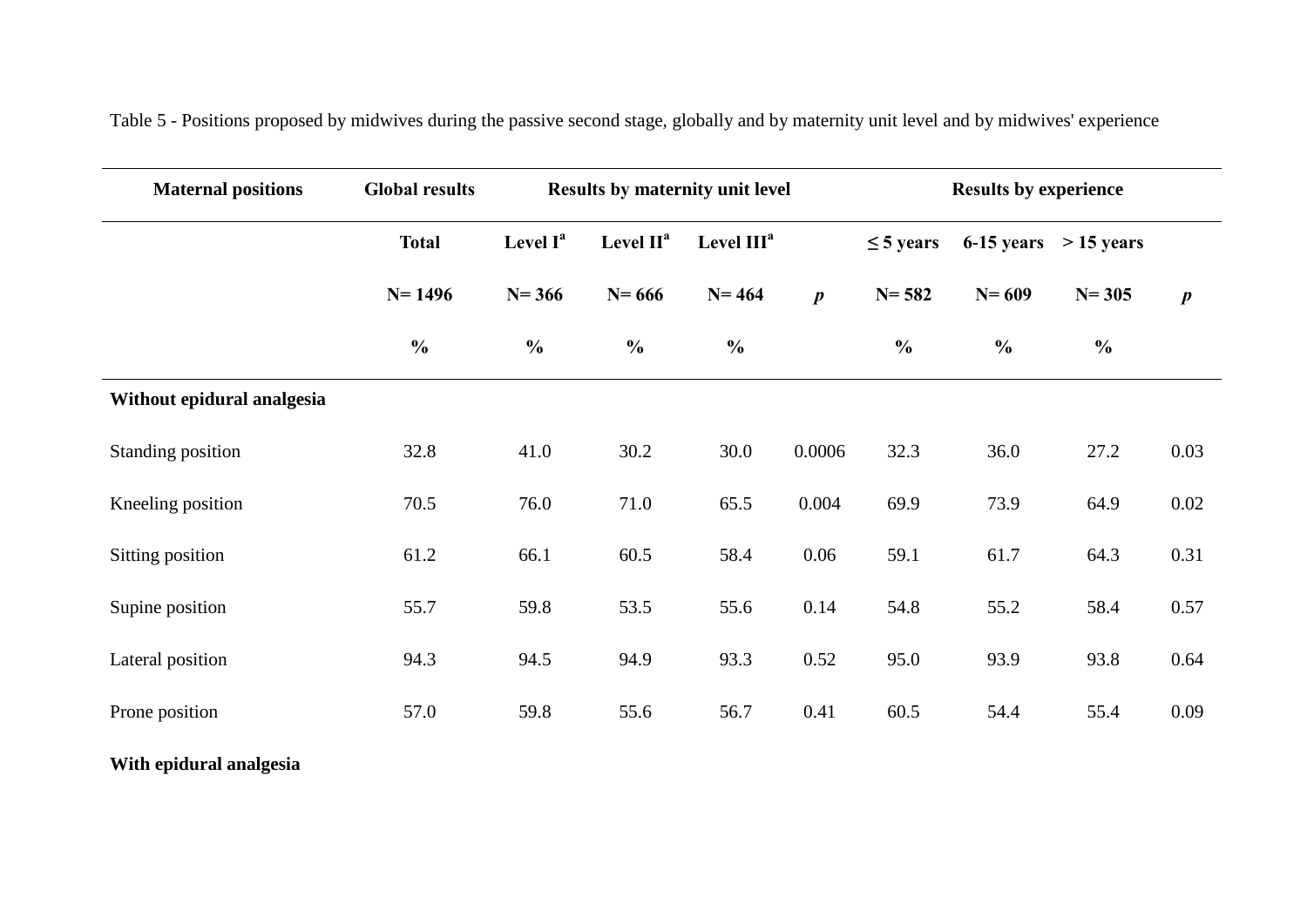Table 5 - Positions proposed by midwives during the passive second stage, globally and by maternity unit level and by midwives' experience

| **Maternal positions** | **Global results** | **Results by maternity unit level** | | | | **Results by experience** | | | |
|---|---|---|---|---|---|---|---|---|---|
| | **Total** | **Level I[a]** | **Level II[a]** | **Level III[a]** | | **≤ 5 years** | **6-15 years** | **> 15 years** | |
| | **N= 1496** | **N= 366** | **N= 666** | **N= 464** | ***p*** | **N= 582** | **N= 609** | **N= 305** | ***p*** |
| | **%** | **%** | **%** | **%** | | **%** | **%** | **%** | |
| **Without epidural analgesia** | | | | | | | | | |
| Standing position | 32.8 | 41.0 | 30.2 | 30.0 | 0.0006 | 32.3 | 36.0 | 27.2 | 0.03 |
| Kneeling position | 70.5 | 76.0 | 71.0 | 65.5 | 0.004 | 69.9 | 73.9 | 64.9 | 0.02 |
| Sitting position | 61.2 | 66.1 | 60.5 | 58.4 | 0.06 | 59.1 | 61.7 | 64.3 | 0.31 |
| Supine position | 55.7 | 59.8 | 53.5 | 55.6 | 0.14 | 54.8 | 55.2 | 58.4 | 0.57 |
| Lateral position | 94.3 | 94.5 | 94.9 | 93.3 | 0.52 | 95.0 | 93.9 | 93.8 | 0.64 |
| Prone position | 57.0 | 59.8 | 55.6 | 56.7 | 0.41 | 60.5 | 54.4 | 55.4 | 0.09 |
| **With epidural analgesia** | | | | | | | | | |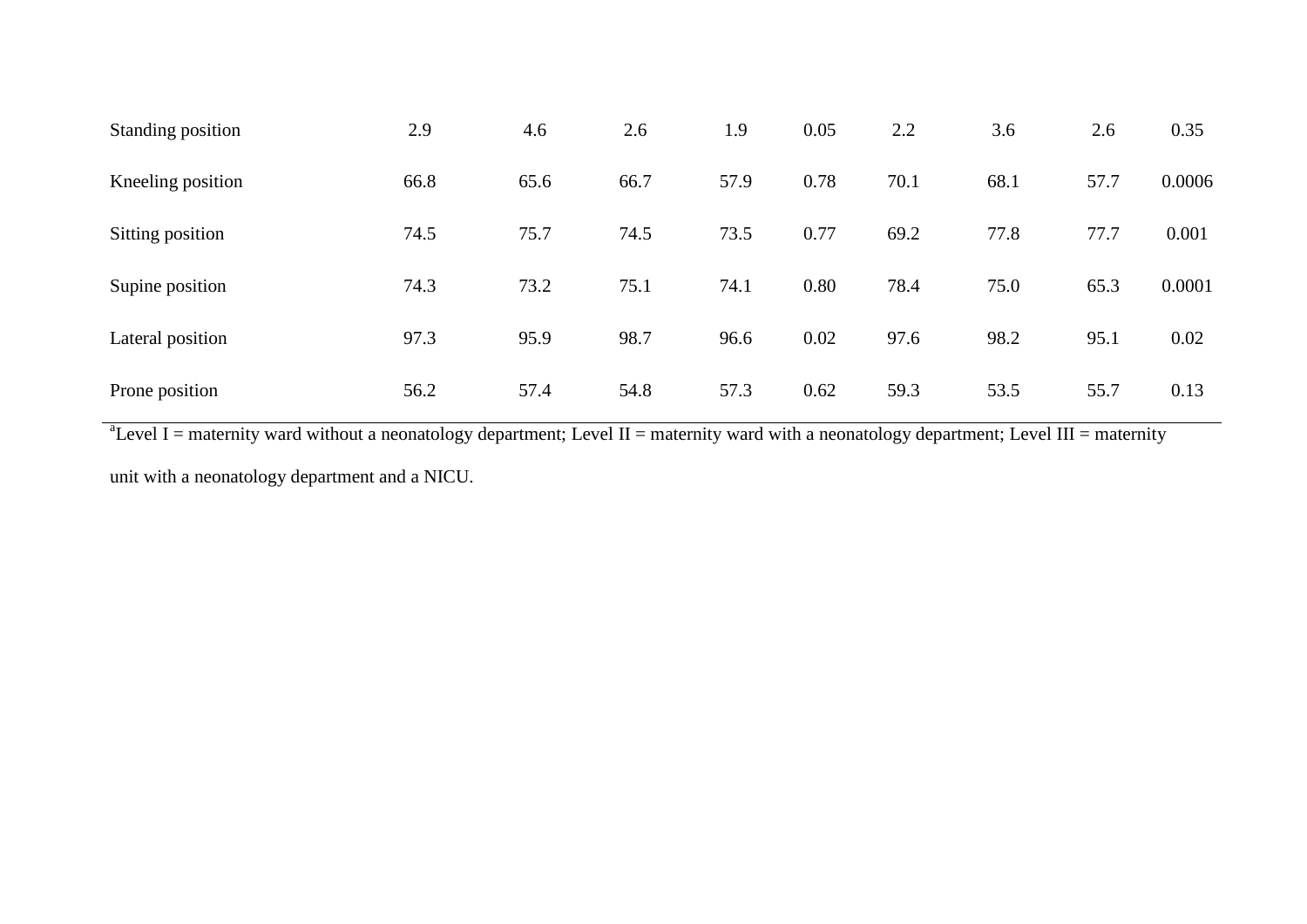| | | | | | | | | | |
|---|---|---|---|---|---|---|---|---|---|
| Standing position | 2.9 | 4.6 | 2.6 | 1.9 | 0.05 | 2.2 | 3.6 | 2.6 | 0.35 |
| Kneeling position | 66.8 | 65.6 | 66.7 | 57.9 | 0.78 | 70.1 | 68.1 | 57.7 | 0.0006 |
| Sitting position | 74.5 | 75.7 | 74.5 | 73.5 | 0.77 | 69.2 | 77.8 | 77.7 | 0.001 |
| Supine position | 74.3 | 73.2 | 75.1 | 74.1 | 0.80 | 78.4 | 75.0 | 65.3 | 0.0001 |
| Lateral position | 97.3 | 95.9 | 98.7 | 96.6 | 0.02 | 97.6 | 98.2 | 95.1 | 0.02 |
| Prone position | 56.2 | 57.4 | 54.8 | 57.3 | 0.62 | 59.3 | 53.5 | 55.7 | 0.13 |

[a]Level I = maternity ward without a neonatology department; Level II = maternity ward with a neonatology department; Level III = maternity unit with a neonatology department and a NICU.